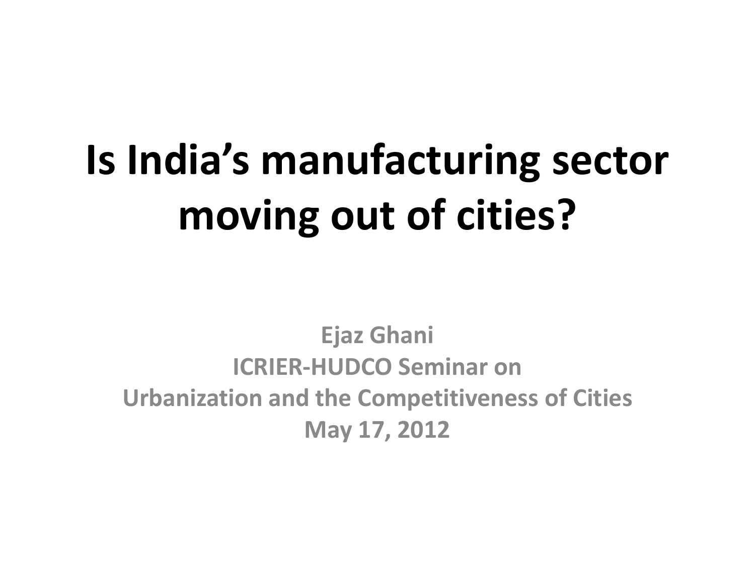# Is India's manufacturing sector moving out of cities?

**Ejaz Ghani**
**ICRIER-HUDCO Seminar on**
**Urbanization and the Competitiveness of Cities**
**May 17, 2012**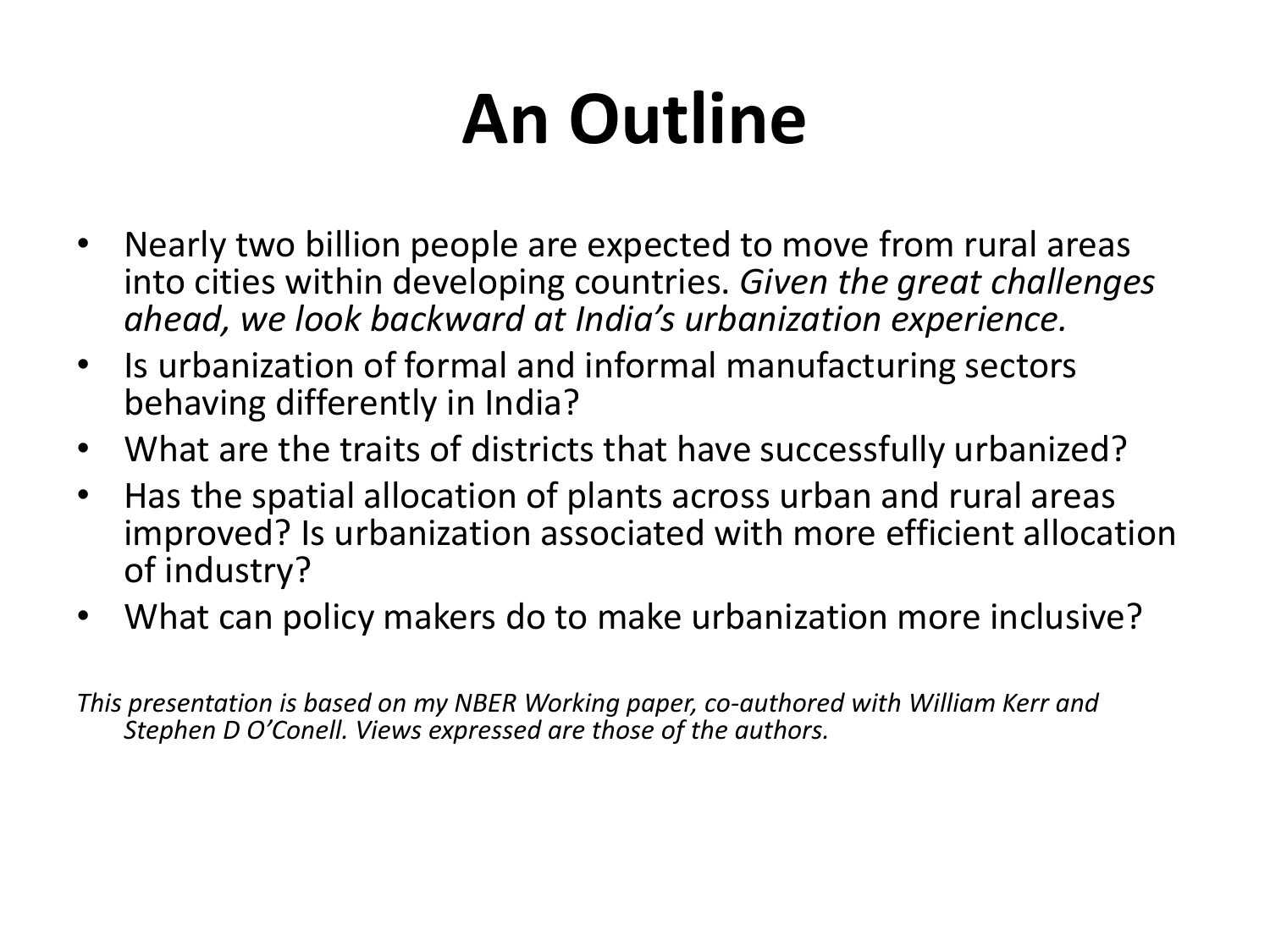# An Outline

- Nearly two billion people are expected to move from rural areas into cities within developing countries. *Given the great challenges ahead, we look backward at India's urbanization experience.*
- Is urbanization of formal and informal manufacturing sectors behaving differently in India?
- What are the traits of districts that have successfully urbanized?
- Has the spatial allocation of plants across urban and rural areas improved? Is urbanization associated with more efficient allocation of industry?
- What can policy makers do to make urbanization more inclusive?

*This presentation is based on my NBER Working paper, co-authored with William Kerr and Stephen D O'Conell. Views expressed are those of the authors.*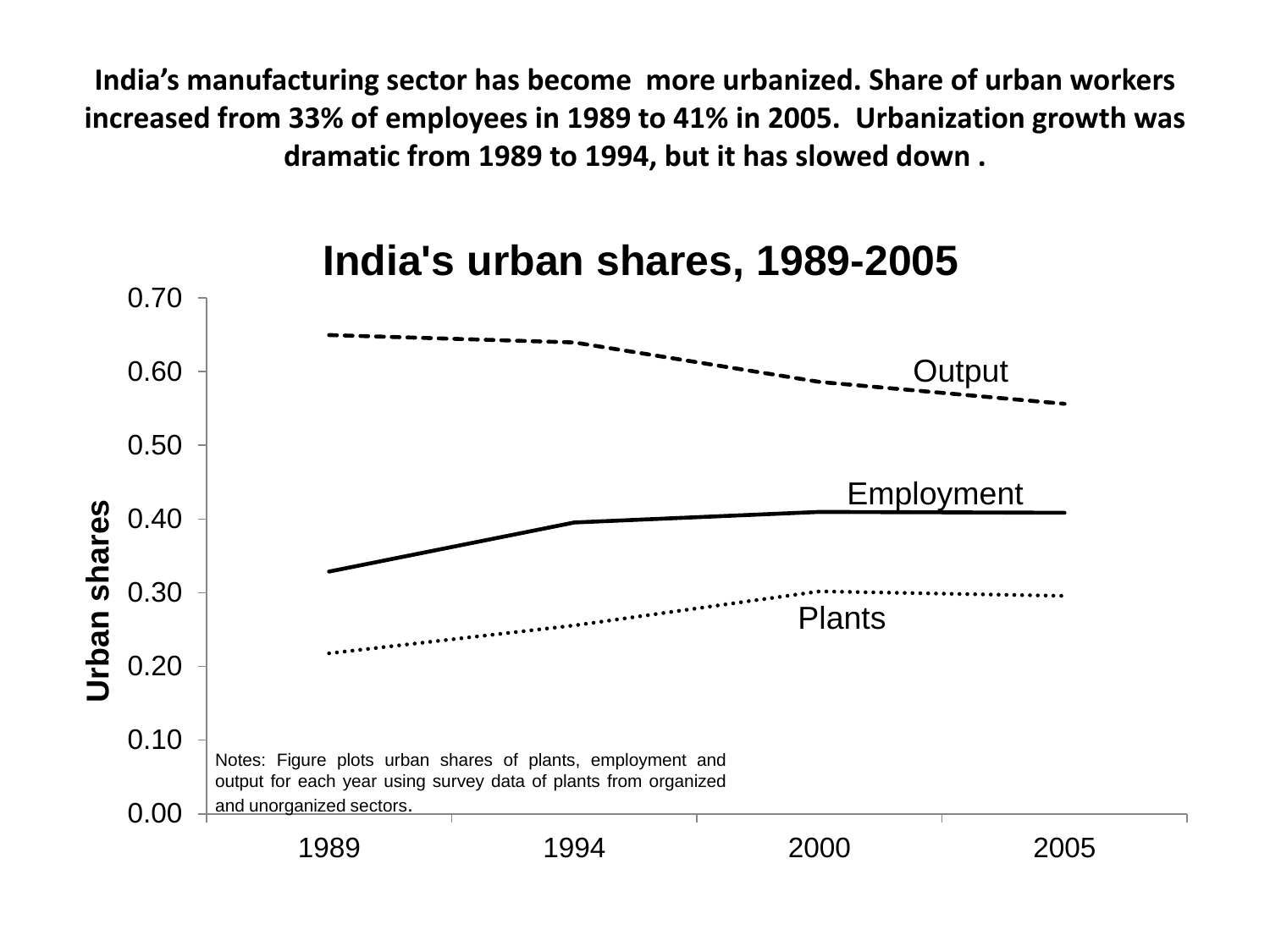**India's manufacturing sector has become more urbanized. Share of urban workers increased from 33% of employees in 1989 to 41% in 2005. Urbanization growth was dramatic from 1989 to 1994, but it has slowed down .**

## India's urban shares, 1989-2005

Notes: Figure plots urban shares of plants, employment and output for each year using survey data of plants from organized and unorganized sectors.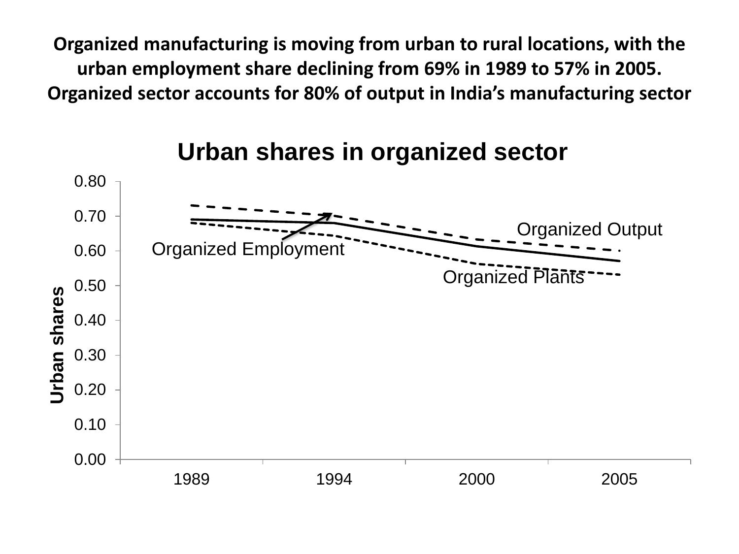**Organized manufacturing is moving from urban to rural locations, with the urban employment share declining from 69% in 1989 to 57% in 2005. Organized sector accounts for 80% of output in India's manufacturing sector**

**Urban shares in organized sector**

Urban shares

0.80
0.70
0.60
0.50
0.40
0.30
0.20
0.10
0.00

1989 1994 2000 2005

Organized Output

Organized Employment

Organized Plants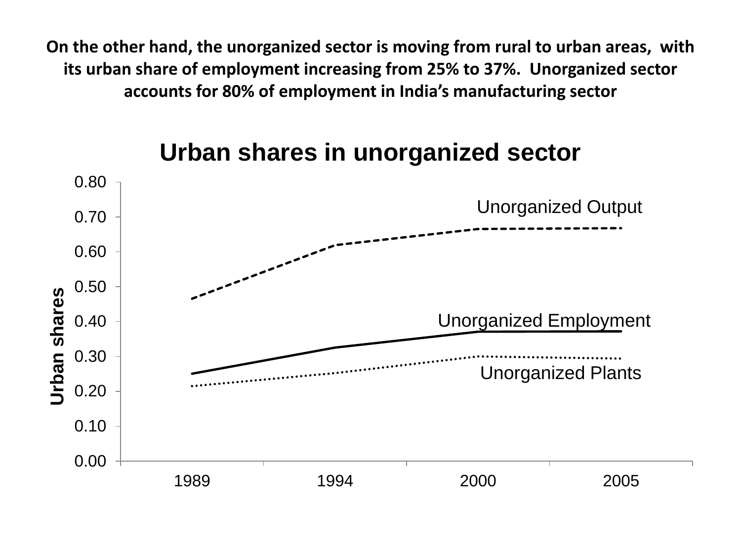**On the other hand, the unorganized sector is moving from rural to urban areas, with its urban share of employment increasing from 25% to 37%. Unorganized sector accounts for 80% of employment in India's manufacturing sector**

**Urban shares in unorganized sector**

Urban shares

0.80
0.70
0.60
0.50
0.40
0.30
0.20
0.10
0.00

1989 1994 2000 2005

Unorganized Output

Unorganized Employment

Unorganized Plants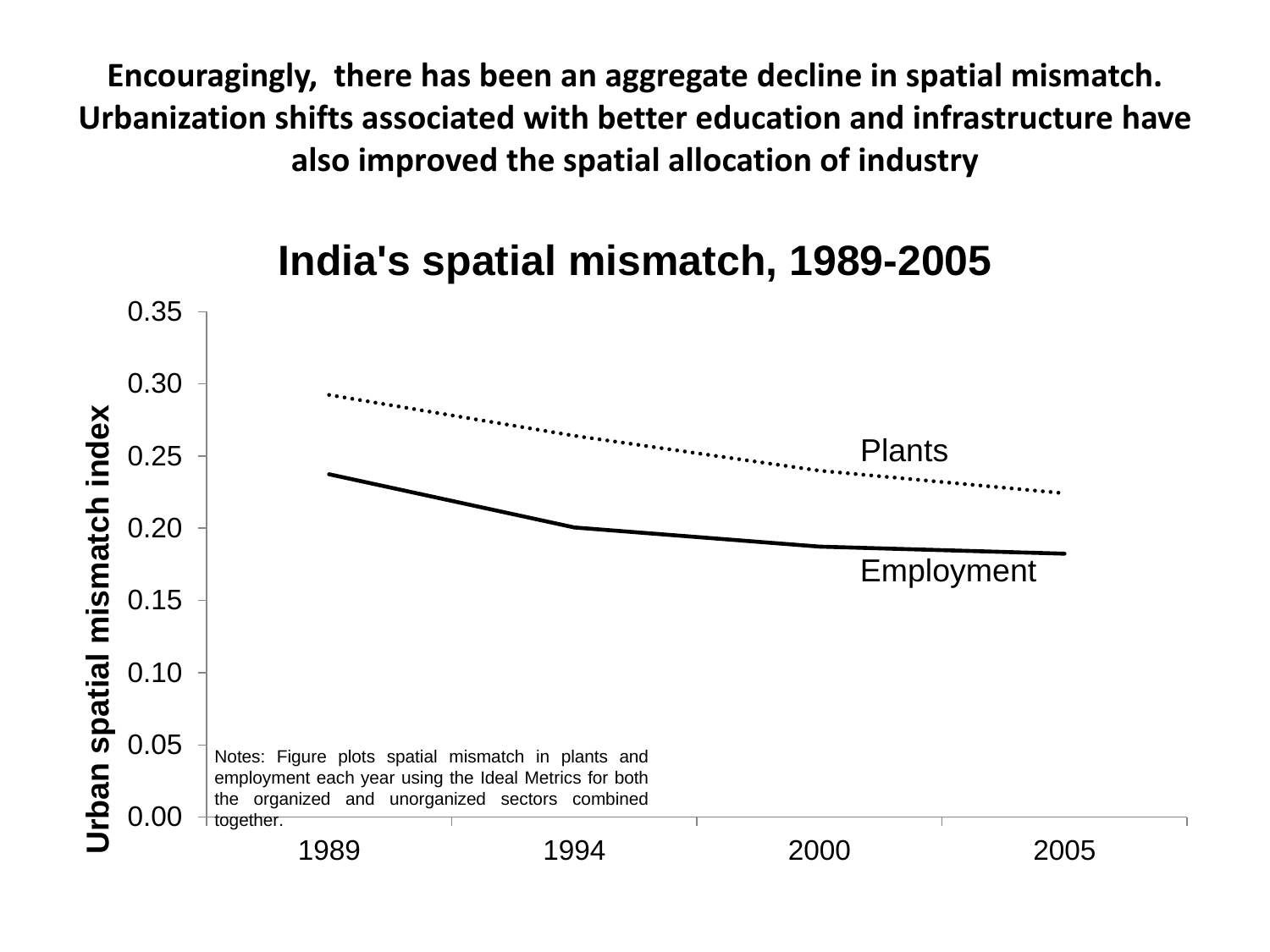# Encouragingly, there has been an aggregate decline in spatial mismatch. Urbanization shifts associated with better education and infrastructure have also improved the spatial allocation of industry

## India's spatial mismatch, 1989-2005

Urban spatial mismatch index

0.35
0.30
0.25
0.20
0.15
0.10
0.05
0.00

1989 1994 2000 2005

Plants

Employment

Notes: Figure plots spatial mismatch in plants and employment each year using the Ideal Metrics for both the organized and unorganized sectors combined together.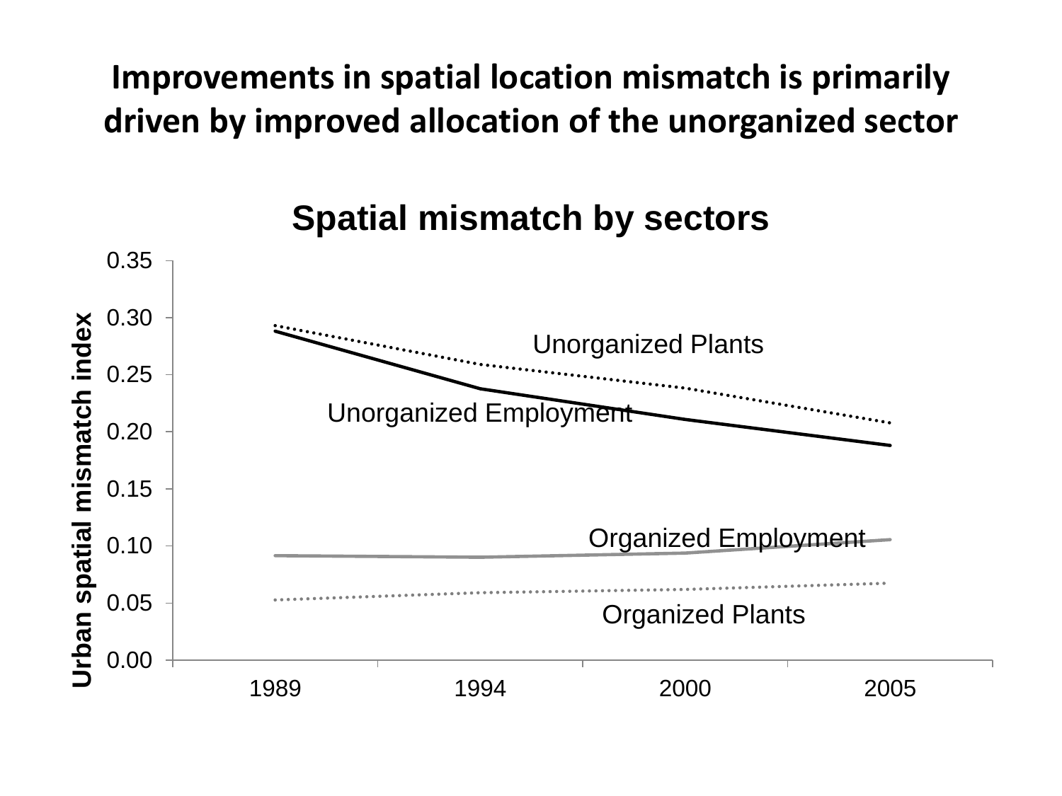# Improvements in spatial location mismatch is primarily driven by improved allocation of the unorganized sector

## Spatial mismatch by sectors

Urban spatial mismatch index

0.35
0.30
0.25
0.20
0.15
0.10
0.05
0.00

1989 1994 2000 2005

Unorganized Plants

Unorganized Employment

Organized Employment

Organized Plants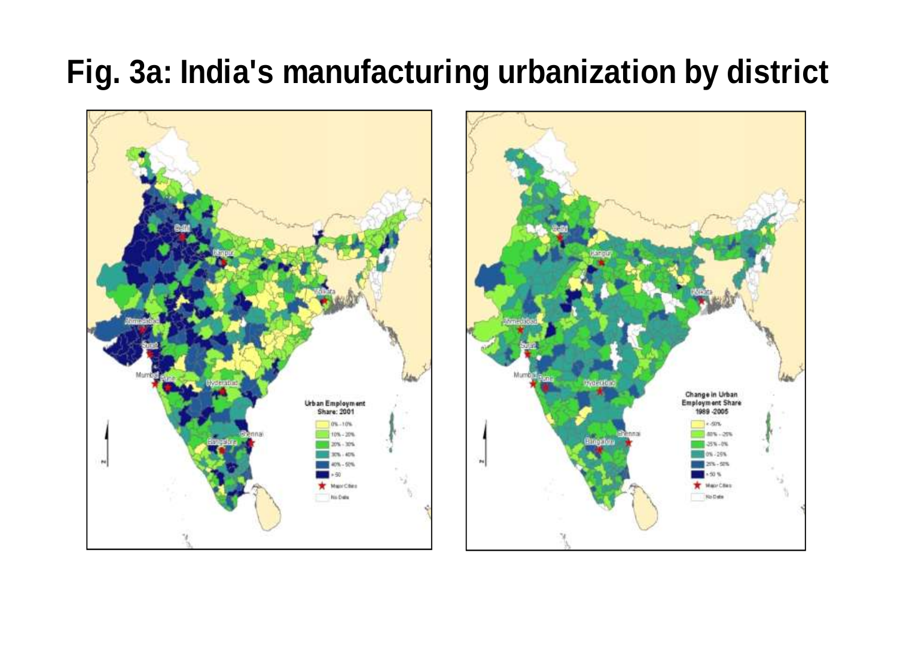# Fig. 3a: India's manufacturing urbanization by district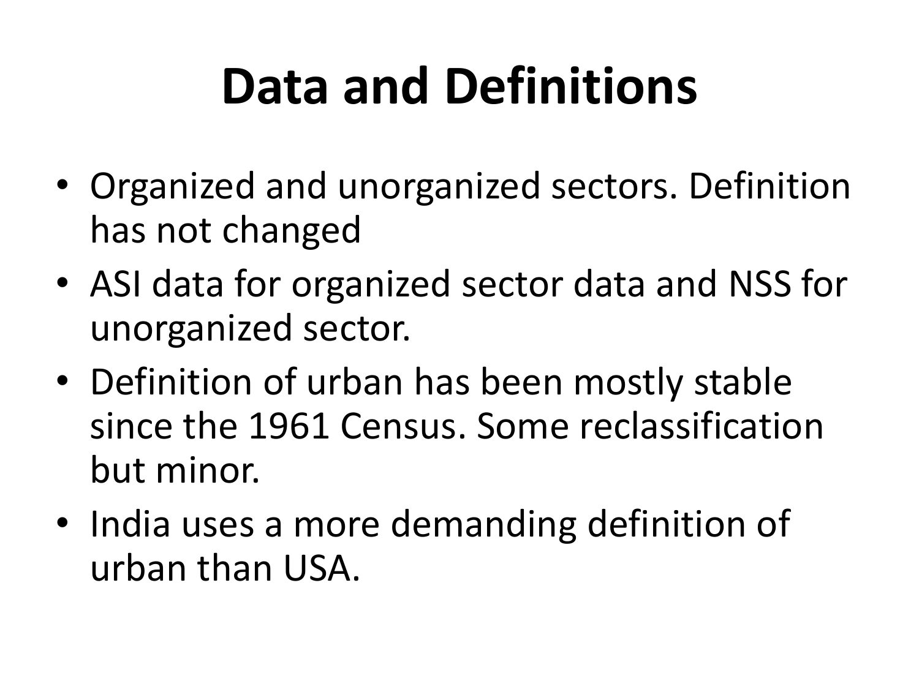# Data and Definitions

- Organized and unorganized sectors. Definition has not changed
- ASI data for organized sector data and NSS for unorganized sector.
- Definition of urban has been mostly stable since the 1961 Census. Some reclassification but minor.
- India uses a more demanding definition of urban than USA.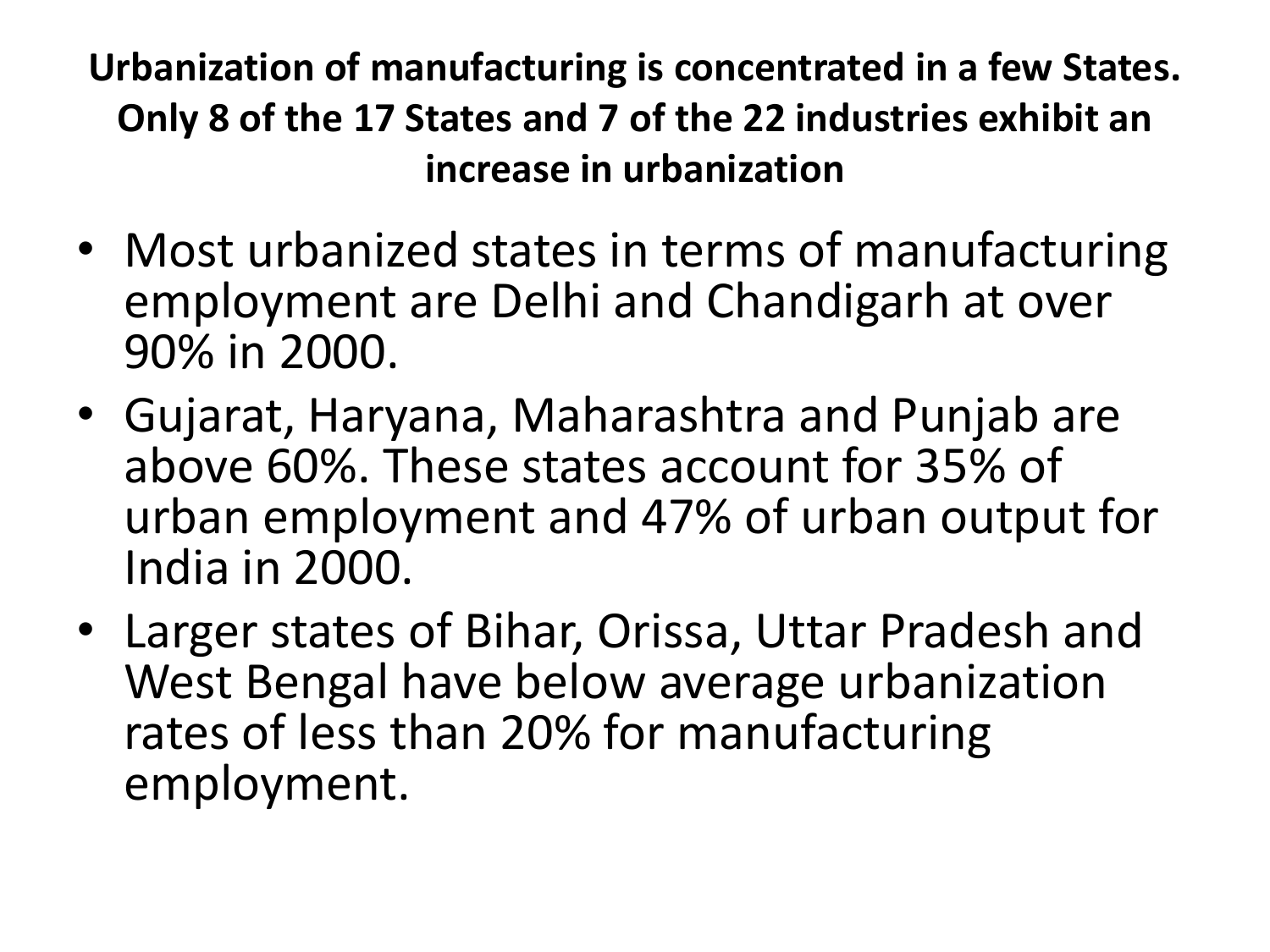**Urbanization of manufacturing is concentrated in a few States. Only 8 of the 17 States and 7 of the 22 industries exhibit an increase in urbanization**

- Most urbanized states in terms of manufacturing employment are Delhi and Chandigarh at over 90% in 2000.
- Gujarat, Haryana, Maharashtra and Punjab are above 60%. These states account for 35% of urban employment and 47% of urban output for India in 2000.
- Larger states of Bihar, Orissa, Uttar Pradesh and West Bengal have below average urbanization rates of less than 20% for manufacturing employment.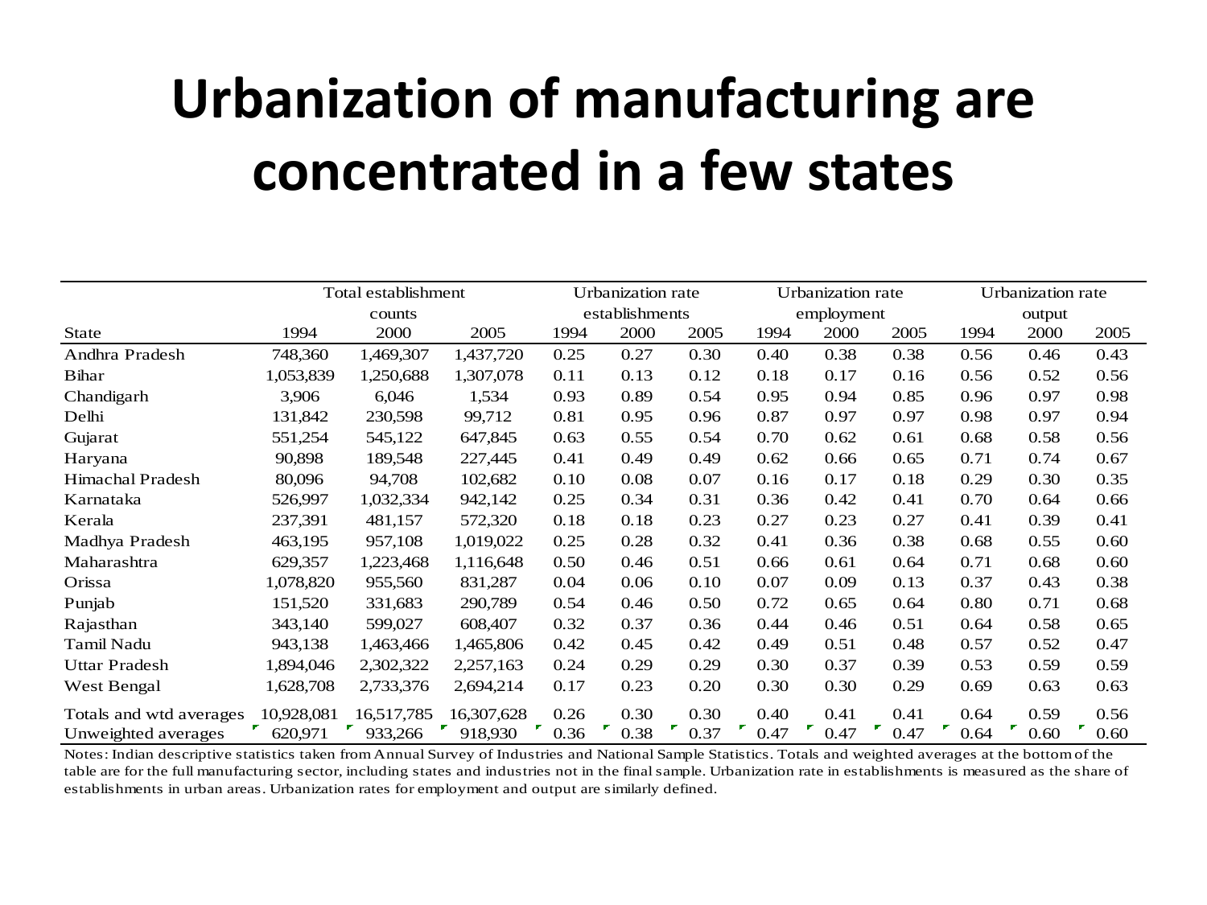# Urbanization of manufacturing are concentrated in a few states

| | Total establishment counts | | | Urbanization rate establishments | | | Urbanization rate employment | | | Urbanization rate output | | |
|---|---|---|---|---|---|---|---|---|---|---|---|---|
| State | 1994 | 2000 | 2005 | 1994 | 2000 | 2005 | 1994 | 2000 | 2005 | 1994 | 2000 | 2005 |
| Andhra Pradesh | 748,360 | 1,469,307 | 1,437,720 | 0.25 | 0.27 | 0.30 | 0.40 | 0.38 | 0.38 | 0.56 | 0.46 | 0.43 |
| Bihar | 1,053,839 | 1,250,688 | 1,307,078 | 0.11 | 0.13 | 0.12 | 0.18 | 0.17 | 0.16 | 0.56 | 0.52 | 0.56 |
| Chandigarh | 3,906 | 6,046 | 1,534 | 0.93 | 0.89 | 0.54 | 0.95 | 0.94 | 0.85 | 0.96 | 0.97 | 0.98 |
| Delhi | 131,842 | 230,598 | 99,712 | 0.81 | 0.95 | 0.96 | 0.87 | 0.97 | 0.97 | 0.98 | 0.97 | 0.94 |
| Gujarat | 551,254 | 545,122 | 647,845 | 0.63 | 0.55 | 0.54 | 0.70 | 0.62 | 0.61 | 0.68 | 0.58 | 0.56 |
| Haryana | 90,898 | 189,548 | 227,445 | 0.41 | 0.49 | 0.49 | 0.62 | 0.66 | 0.65 | 0.71 | 0.74 | 0.67 |
| Himachal Pradesh | 80,096 | 94,708 | 102,682 | 0.10 | 0.08 | 0.07 | 0.16 | 0.17 | 0.18 | 0.29 | 0.30 | 0.35 |
| Karnataka | 526,997 | 1,032,334 | 942,142 | 0.25 | 0.34 | 0.31 | 0.36 | 0.42 | 0.41 | 0.70 | 0.64 | 0.66 |
| Kerala | 237,391 | 481,157 | 572,320 | 0.18 | 0.18 | 0.23 | 0.27 | 0.23 | 0.27 | 0.41 | 0.39 | 0.41 |
| Madhya Pradesh | 463,195 | 957,108 | 1,019,022 | 0.25 | 0.28 | 0.32 | 0.41 | 0.36 | 0.38 | 0.68 | 0.55 | 0.60 |
| Maharashtra | 629,357 | 1,223,468 | 1,116,648 | 0.50 | 0.46 | 0.51 | 0.66 | 0.61 | 0.64 | 0.71 | 0.68 | 0.60 |
| Orissa | 1,078,820 | 955,560 | 831,287 | 0.04 | 0.06 | 0.10 | 0.07 | 0.09 | 0.13 | 0.37 | 0.43 | 0.38 |
| Punjab | 151,520 | 331,683 | 290,789 | 0.54 | 0.46 | 0.50 | 0.72 | 0.65 | 0.64 | 0.80 | 0.71 | 0.68 |
| Rajasthan | 343,140 | 599,027 | 608,407 | 0.32 | 0.37 | 0.36 | 0.44 | 0.46 | 0.51 | 0.64 | 0.58 | 0.65 |
| Tamil Nadu | 943,138 | 1,463,466 | 1,465,806 | 0.42 | 0.45 | 0.42 | 0.49 | 0.51 | 0.48 | 0.57 | 0.52 | 0.47 |
| Uttar Pradesh | 1,894,046 | 2,302,322 | 2,257,163 | 0.24 | 0.29 | 0.29 | 0.30 | 0.37 | 0.39 | 0.53 | 0.59 | 0.59 |
| West Bengal | 1,628,708 | 2,733,376 | 2,694,214 | 0.17 | 0.23 | 0.20 | 0.30 | 0.30 | 0.29 | 0.69 | 0.63 | 0.63 |
| Totals and wtd averages | 10,928,081 | 16,517,785 | 16,307,628 | 0.26 | 0.30 | 0.30 | 0.40 | 0.41 | 0.41 | 0.64 | 0.59 | 0.56 |
| Unweighted averages | 620,971 | 933,266 | 918,930 | 0.36 | 0.38 | 0.37 | 0.47 | 0.47 | 0.47 | 0.64 | 0.60 | 0.60 |

Notes: Indian descriptive statistics taken from Annual Survey of Industries and National Sample Statistics. Totals and weighted averages at the bottom of the table are for the full manufacturing sector, including states and industries not in the final sample. Urbanization rate in establishments is measured as the share of establishments in urban areas. Urbanization rates for employment and output are similarly defined.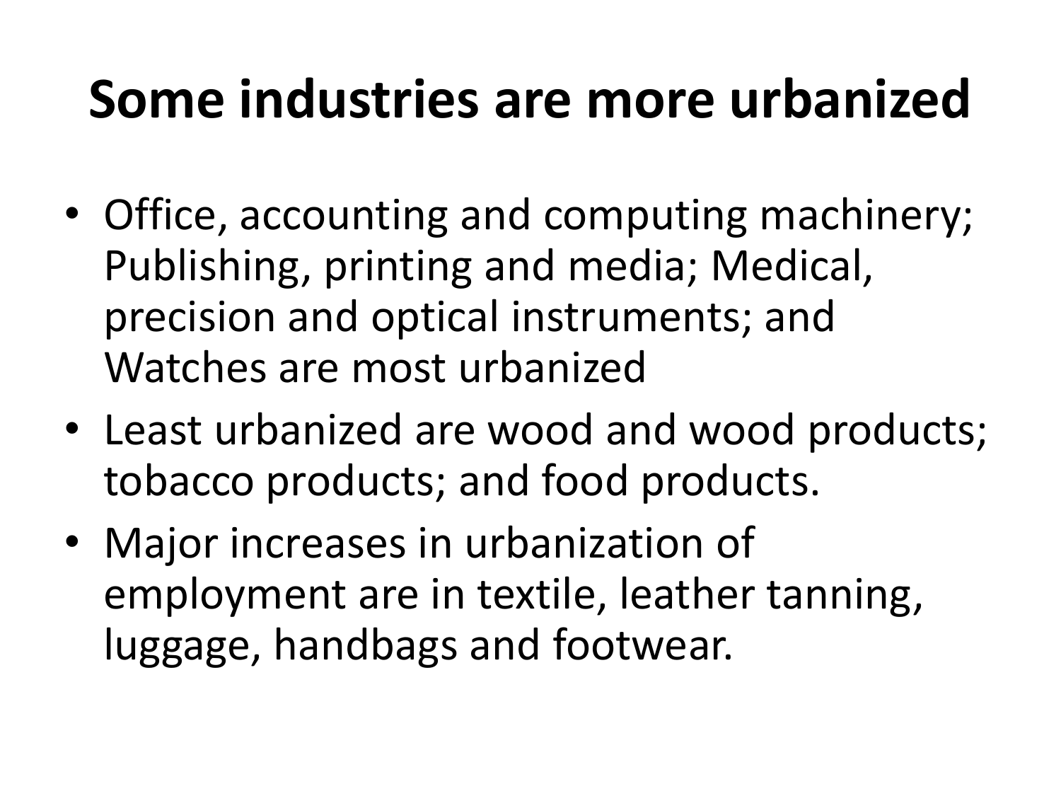# Some industries are more urbanized

- Office, accounting and computing machinery; Publishing, printing and media; Medical, precision and optical instruments; and Watches are most urbanized
- Least urbanized are wood and wood products; tobacco products; and food products.
- Major increases in urbanization of employment are in textile, leather tanning, luggage, handbags and footwear.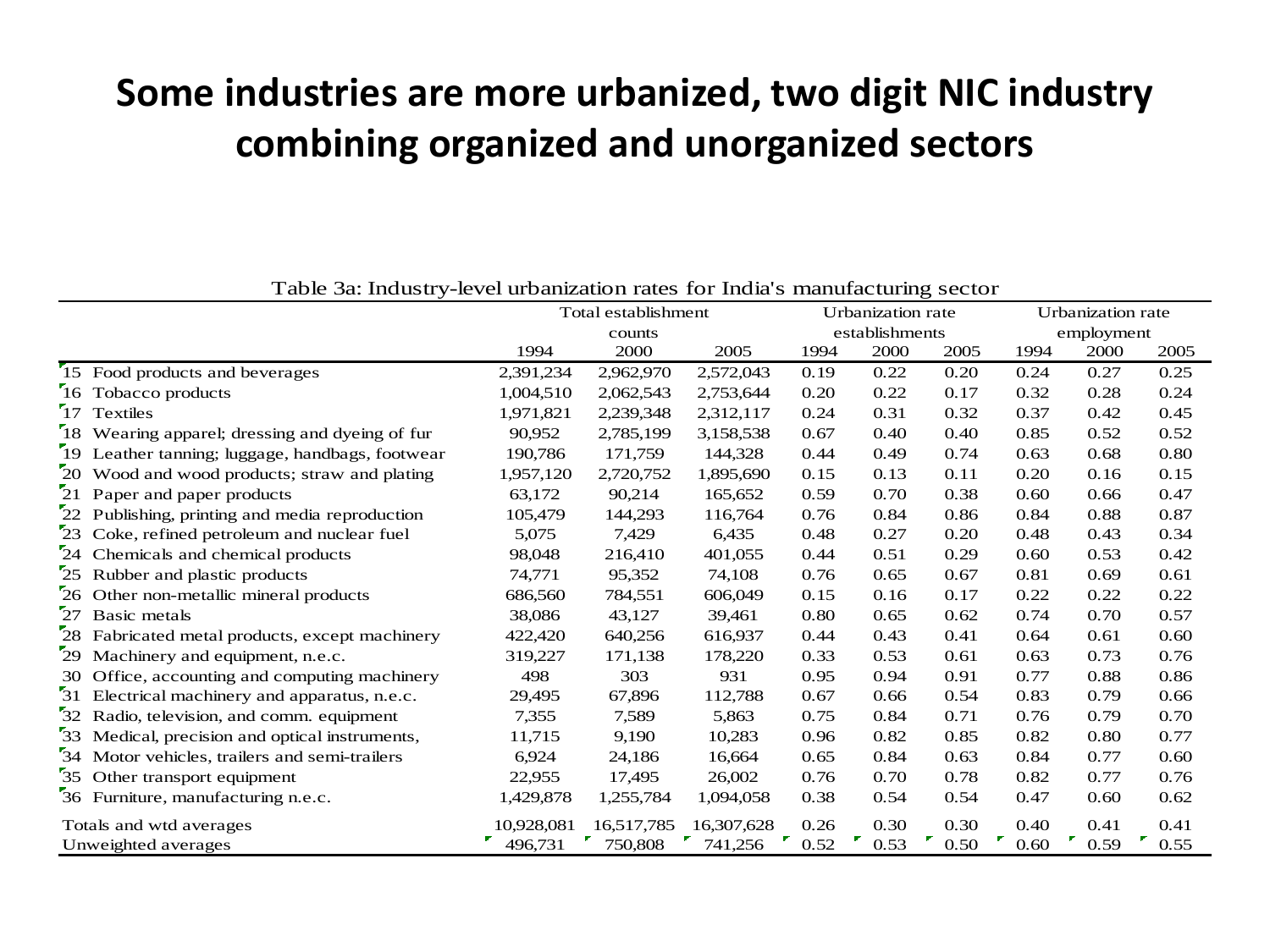# Some industries are more urbanized, two digit NIC industry combining organized and unorganized sectors

Table 3a: Industry-level urbanization rates for India's manufacturing sector

| | Total establishment counts | | | Urbanization rate establishments | | | Urbanization rate employment | | |
|---|---|---|---|---|---|---|---|---|---|
| | 1994 | 2000 | 2005 | 1994 | 2000 | 2005 | 1994 | 2000 | 2005 |
| 15 Food products and beverages | 2,391,234 | 2,962,970 | 2,572,043 | 0.19 | 0.22 | 0.20 | 0.24 | 0.27 | 0.25 |
| 16 Tobacco products | 1,004,510 | 2,062,543 | 2,753,644 | 0.20 | 0.22 | 0.17 | 0.32 | 0.28 | 0.24 |
| 17 Textiles | 1,971,821 | 2,239,348 | 2,312,117 | 0.24 | 0.31 | 0.32 | 0.37 | 0.42 | 0.45 |
| 18 Wearing apparel; dressing and dyeing of fur | 90,952 | 2,785,199 | 3,158,538 | 0.67 | 0.40 | 0.40 | 0.85 | 0.52 | 0.52 |
| 19 Leather tanning; luggage, handbags, footwear | 190,786 | 171,759 | 144,328 | 0.44 | 0.49 | 0.74 | 0.63 | 0.68 | 0.80 |
| 20 Wood and wood products; straw and plating | 1,957,120 | 2,720,752 | 1,895,690 | 0.15 | 0.13 | 0.11 | 0.20 | 0.16 | 0.15 |
| 21 Paper and paper products | 63,172 | 90,214 | 165,652 | 0.59 | 0.70 | 0.38 | 0.60 | 0.66 | 0.47 |
| 22 Publishing, printing and media reproduction | 105,479 | 144,293 | 116,764 | 0.76 | 0.84 | 0.86 | 0.84 | 0.88 | 0.87 |
| 23 Coke, refined petroleum and nuclear fuel | 5,075 | 7,429 | 6,435 | 0.48 | 0.27 | 0.20 | 0.48 | 0.43 | 0.34 |
| 24 Chemicals and chemical products | 98,048 | 216,410 | 401,055 | 0.44 | 0.51 | 0.29 | 0.60 | 0.53 | 0.42 |
| 25 Rubber and plastic products | 74,771 | 95,352 | 74,108 | 0.76 | 0.65 | 0.67 | 0.81 | 0.69 | 0.61 |
| 26 Other non-metallic mineral products | 686,560 | 784,551 | 606,049 | 0.15 | 0.16 | 0.17 | 0.22 | 0.22 | 0.22 |
| 27 Basic metals | 38,086 | 43,127 | 39,461 | 0.80 | 0.65 | 0.62 | 0.74 | 0.70 | 0.57 |
| 28 Fabricated metal products, except machinery | 422,420 | 640,256 | 616,937 | 0.44 | 0.43 | 0.41 | 0.64 | 0.61 | 0.60 |
| 29 Machinery and equipment, n.e.c. | 319,227 | 171,138 | 178,220 | 0.33 | 0.53 | 0.61 | 0.63 | 0.73 | 0.76 |
| 30 Office, accounting and computing machinery | 498 | 303 | 931 | 0.95 | 0.94 | 0.91 | 0.77 | 0.88 | 0.86 |
| 31 Electrical machinery and apparatus, n.e.c. | 29,495 | 67,896 | 112,788 | 0.67 | 0.66 | 0.54 | 0.83 | 0.79 | 0.66 |
| 32 Radio, television, and comm. equipment | 7,355 | 7,589 | 5,863 | 0.75 | 0.84 | 0.71 | 0.76 | 0.79 | 0.70 |
| 33 Medical, precision and optical instruments, | 11,715 | 9,190 | 10,283 | 0.96 | 0.82 | 0.85 | 0.82 | 0.80 | 0.77 |
| 34 Motor vehicles, trailers and semi-trailers | 6,924 | 24,186 | 16,664 | 0.65 | 0.84 | 0.63 | 0.84 | 0.77 | 0.60 |
| 35 Other transport equipment | 22,955 | 17,495 | 26,002 | 0.76 | 0.70 | 0.78 | 0.82 | 0.77 | 0.76 |
| 36 Furniture, manufacturing n.e.c. | 1,429,878 | 1,255,784 | 1,094,058 | 0.38 | 0.54 | 0.54 | 0.47 | 0.60 | 0.62 |
| Totals and wtd averages | 10,928,081 | 16,517,785 | 16,307,628 | 0.26 | 0.30 | 0.30 | 0.40 | 0.41 | 0.41 |
| Unweighted averages | 496,731 | 750,808 | 741,256 | 0.52 | 0.53 | 0.50 | 0.60 | 0.59 | 0.55 |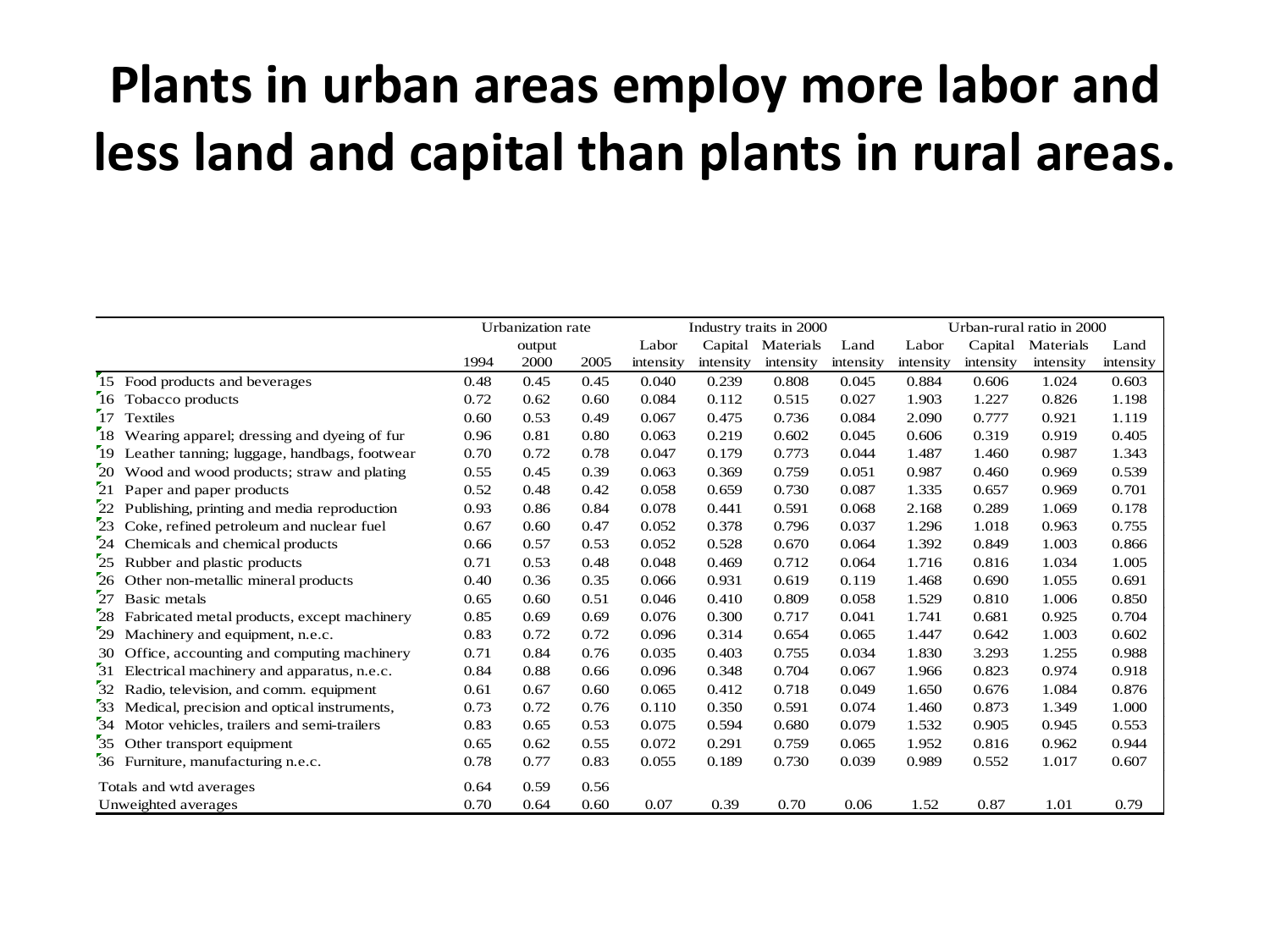# Plants in urban areas employ more labor and less land and capital than plants in rural areas.

| | Urbanization rate | | | Industry traits in 2000 | | | | Urban-rural ratio in 2000 | | | |
|---|---|---|---|---|---|---|---|---|---|---|---|
| | | output | | Labor | Capital | Materials | Land | Labor | Capital | Materials | Land |
| | 1994 | 2000 | 2005 | intensity | intensity | intensity | intensity | intensity | intensity | intensity | intensity |
| 15 Food products and beverages | 0.48 | 0.45 | 0.45 | 0.040 | 0.239 | 0.808 | 0.045 | 0.884 | 0.606 | 1.024 | 0.603 |
| 16 Tobacco products | 0.72 | 0.62 | 0.60 | 0.084 | 0.112 | 0.515 | 0.027 | 1.903 | 1.227 | 0.826 | 1.198 |
| 17 Textiles | 0.60 | 0.53 | 0.49 | 0.067 | 0.475 | 0.736 | 0.084 | 2.090 | 0.777 | 0.921 | 1.119 |
| 18 Wearing apparel; dressing and dyeing of fur | 0.96 | 0.81 | 0.80 | 0.063 | 0.219 | 0.602 | 0.045 | 0.606 | 0.319 | 0.919 | 0.405 |
| 19 Leather tanning; luggage, handbags, footwear | 0.70 | 0.72 | 0.78 | 0.047 | 0.179 | 0.773 | 0.044 | 1.487 | 1.460 | 0.987 | 1.343 |
| 20 Wood and wood products; straw and plating | 0.55 | 0.45 | 0.39 | 0.063 | 0.369 | 0.759 | 0.051 | 0.987 | 0.460 | 0.969 | 0.539 |
| 21 Paper and paper products | 0.52 | 0.48 | 0.42 | 0.058 | 0.659 | 0.730 | 0.087 | 1.335 | 0.657 | 0.969 | 0.701 |
| 22 Publishing, printing and media reproduction | 0.93 | 0.86 | 0.84 | 0.078 | 0.441 | 0.591 | 0.068 | 2.168 | 0.289 | 1.069 | 0.178 |
| 23 Coke, refined petroleum and nuclear fuel | 0.67 | 0.60 | 0.47 | 0.052 | 0.378 | 0.796 | 0.037 | 1.296 | 1.018 | 0.963 | 0.755 |
| 24 Chemicals and chemical products | 0.66 | 0.57 | 0.53 | 0.052 | 0.528 | 0.670 | 0.064 | 1.392 | 0.849 | 1.003 | 0.866 |
| 25 Rubber and plastic products | 0.71 | 0.53 | 0.48 | 0.048 | 0.469 | 0.712 | 0.064 | 1.716 | 0.816 | 1.034 | 1.005 |
| 26 Other non-metallic mineral products | 0.40 | 0.36 | 0.35 | 0.066 | 0.931 | 0.619 | 0.119 | 1.468 | 0.690 | 1.055 | 0.691 |
| 27 Basic metals | 0.65 | 0.60 | 0.51 | 0.046 | 0.410 | 0.809 | 0.058 | 1.529 | 0.810 | 1.006 | 0.850 |
| 28 Fabricated metal products, except machinery | 0.85 | 0.69 | 0.69 | 0.076 | 0.300 | 0.717 | 0.041 | 1.741 | 0.681 | 0.925 | 0.704 |
| 29 Machinery and equipment, n.e.c. | 0.83 | 0.72 | 0.72 | 0.096 | 0.314 | 0.654 | 0.065 | 1.447 | 0.642 | 1.003 | 0.602 |
| 30 Office, accounting and computing machinery | 0.71 | 0.84 | 0.76 | 0.035 | 0.403 | 0.755 | 0.034 | 1.830 | 3.293 | 1.255 | 0.988 |
| 31 Electrical machinery and apparatus, n.e.c. | 0.84 | 0.88 | 0.66 | 0.096 | 0.348 | 0.704 | 0.067 | 1.966 | 0.823 | 0.974 | 0.918 |
| 32 Radio, television, and comm. equipment | 0.61 | 0.67 | 0.60 | 0.065 | 0.412 | 0.718 | 0.049 | 1.650 | 0.676 | 1.084 | 0.876 |
| 33 Medical, precision and optical instruments, | 0.73 | 0.72 | 0.76 | 0.110 | 0.350 | 0.591 | 0.074 | 1.460 | 0.873 | 1.349 | 1.000 |
| 34 Motor vehicles, trailers and semi-trailers | 0.83 | 0.65 | 0.53 | 0.075 | 0.594 | 0.680 | 0.079 | 1.532 | 0.905 | 0.945 | 0.553 |
| 35 Other transport equipment | 0.65 | 0.62 | 0.55 | 0.072 | 0.291 | 0.759 | 0.065 | 1.952 | 0.816 | 0.962 | 0.944 |
| 36 Furniture, manufacturing n.e.c. | 0.78 | 0.77 | 0.83 | 0.055 | 0.189 | 0.730 | 0.039 | 0.989 | 0.552 | 1.017 | 0.607 |
| Totals and wtd averages | 0.64 | 0.59 | 0.56 | | | | | | | | |
| Unweighted averages | 0.70 | 0.64 | 0.60 | 0.07 | 0.39 | 0.70 | 0.06 | 1.52 | 0.87 | 1.01 | 0.79 |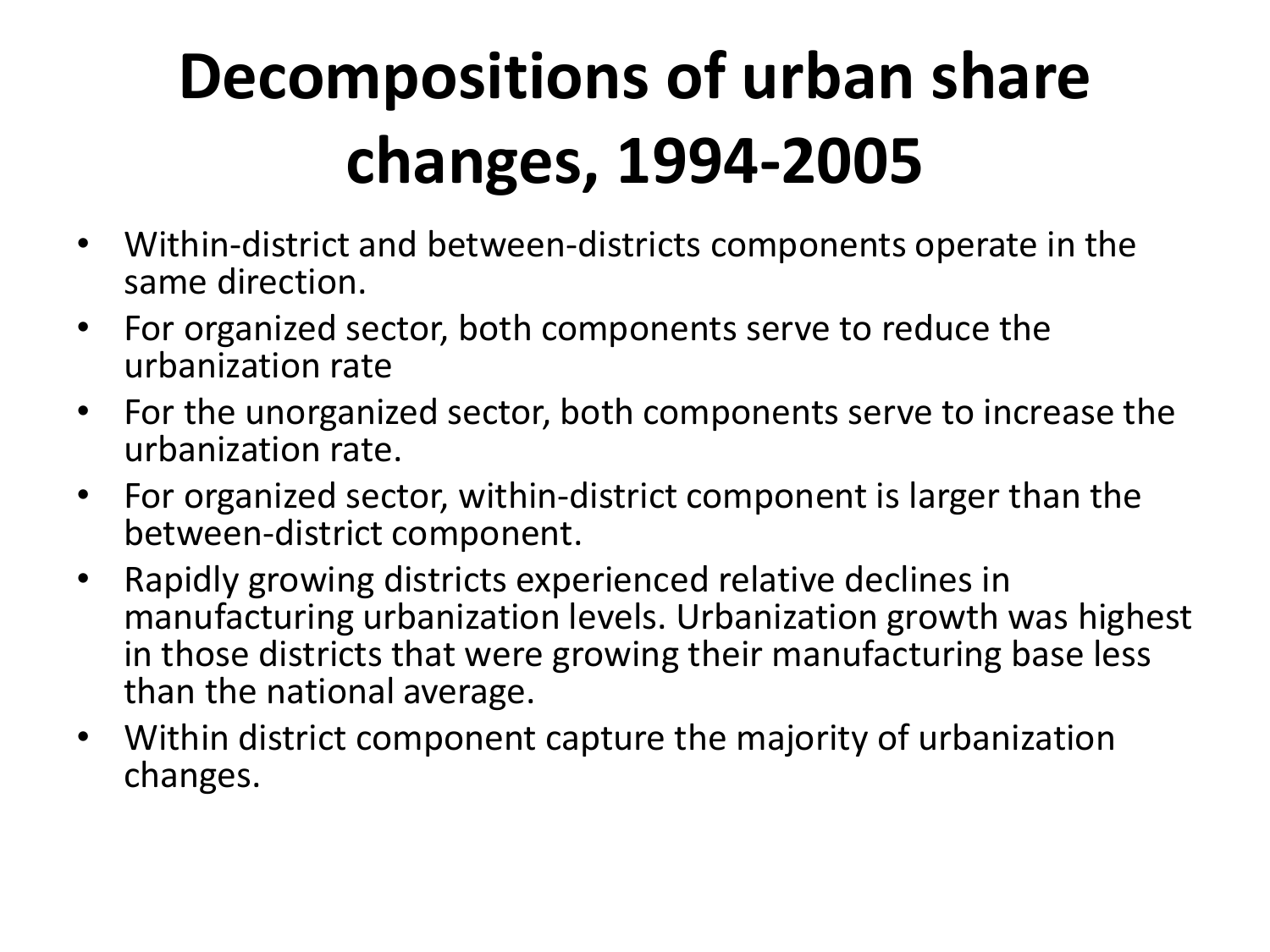# Decompositions of urban share changes, 1994-2005

- Within-district and between-districts components operate in the same direction.
- For organized sector, both components serve to reduce the urbanization rate
- For the unorganized sector, both components serve to increase the urbanization rate.
- For organized sector, within-district component is larger than the between-district component.
- Rapidly growing districts experienced relative declines in manufacturing urbanization levels. Urbanization growth was highest in those districts that were growing their manufacturing base less than the national average.
- Within district component capture the majority of urbanization changes.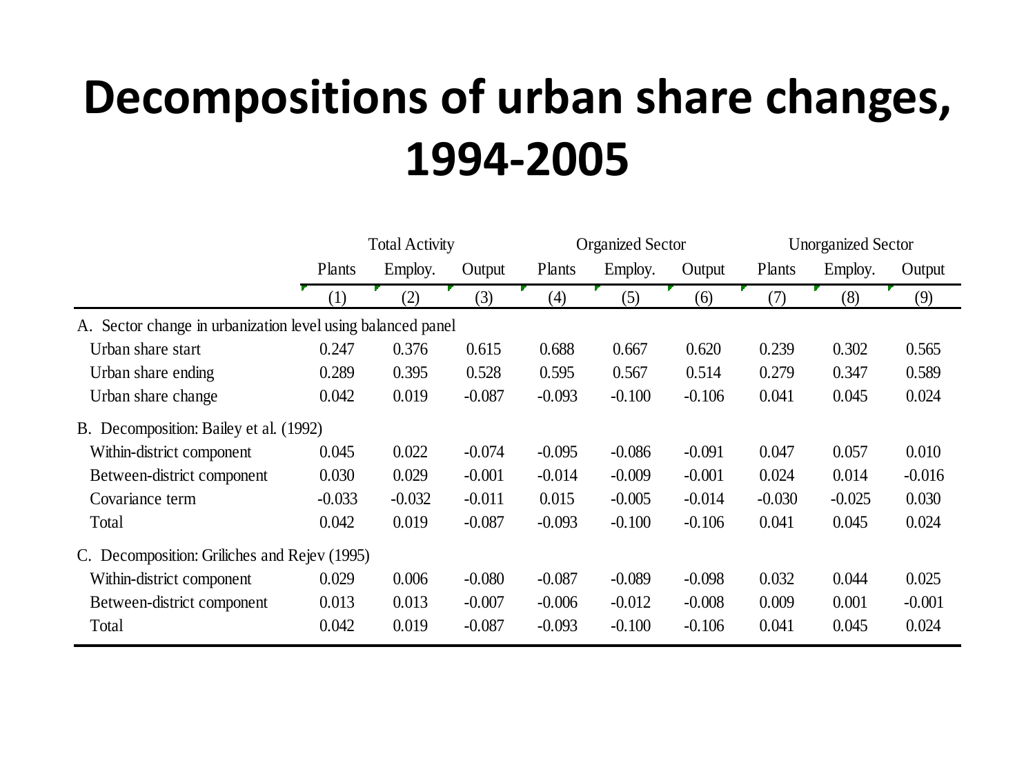# Decompositions of urban share changes, 1994-2005

| | Total Activity | | | Organized Sector | | | Unorganized Sector | | |
|---|---|---|---|---|---|---|---|---|---|
| | Plants | Employ. | Output | Plants | Employ. | Output | Plants | Employ. | Output |
| | (1) | (2) | (3) | (4) | (5) | (6) | (7) | (8) | (9) |
| A. Sector change in urbanization level using balanced panel | | | | | | | | | |
| Urban share start | 0.247 | 0.376 | 0.615 | 0.688 | 0.667 | 0.620 | 0.239 | 0.302 | 0.565 |
| Urban share ending | 0.289 | 0.395 | 0.528 | 0.595 | 0.567 | 0.514 | 0.279 | 0.347 | 0.589 |
| Urban share change | 0.042 | 0.019 | -0.087 | -0.093 | -0.100 | -0.106 | 0.041 | 0.045 | 0.024 |
| B. Decomposition: Bailey et al. (1992) | | | | | | | | | |
| Within-district component | 0.045 | 0.022 | -0.074 | -0.095 | -0.086 | -0.091 | 0.047 | 0.057 | 0.010 |
| Between-district component | 0.030 | 0.029 | -0.001 | -0.014 | -0.009 | -0.001 | 0.024 | 0.014 | -0.016 |
| Covariance term | -0.033 | -0.032 | -0.011 | 0.015 | -0.005 | -0.014 | -0.030 | -0.025 | 0.030 |
| Total | 0.042 | 0.019 | -0.087 | -0.093 | -0.100 | -0.106 | 0.041 | 0.045 | 0.024 |
| C. Decomposition: Griliches and Rejev (1995) | | | | | | | | | |
| Within-district component | 0.029 | 0.006 | -0.080 | -0.087 | -0.089 | -0.098 | 0.032 | 0.044 | 0.025 |
| Between-district component | 0.013 | 0.013 | -0.007 | -0.006 | -0.012 | -0.008 | 0.009 | 0.001 | -0.001 |
| Total | 0.042 | 0.019 | -0.087 | -0.093 | -0.100 | -0.106 | 0.041 | 0.045 | 0.024 |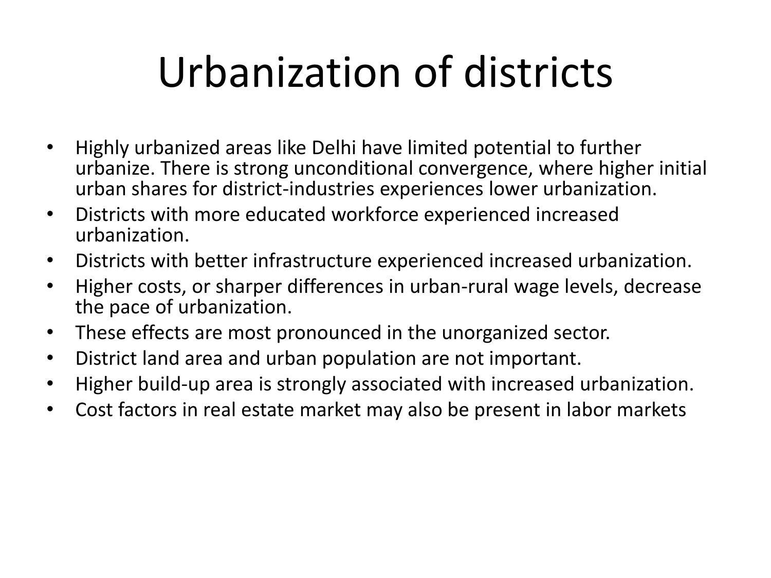# Urbanization of districts

- Highly urbanized areas like Delhi have limited potential to further urbanize. There is strong unconditional convergence, where higher initial urban shares for district-industries experiences lower urbanization.
- Districts with more educated workforce experienced increased urbanization.
- Districts with better infrastructure experienced increased urbanization.
- Higher costs, or sharper differences in urban-rural wage levels, decrease the pace of urbanization.
- These effects are most pronounced in the unorganized sector.
- District land area and urban population are not important.
- Higher build-up area is strongly associated with increased urbanization.
- Cost factors in real estate market may also be present in labor markets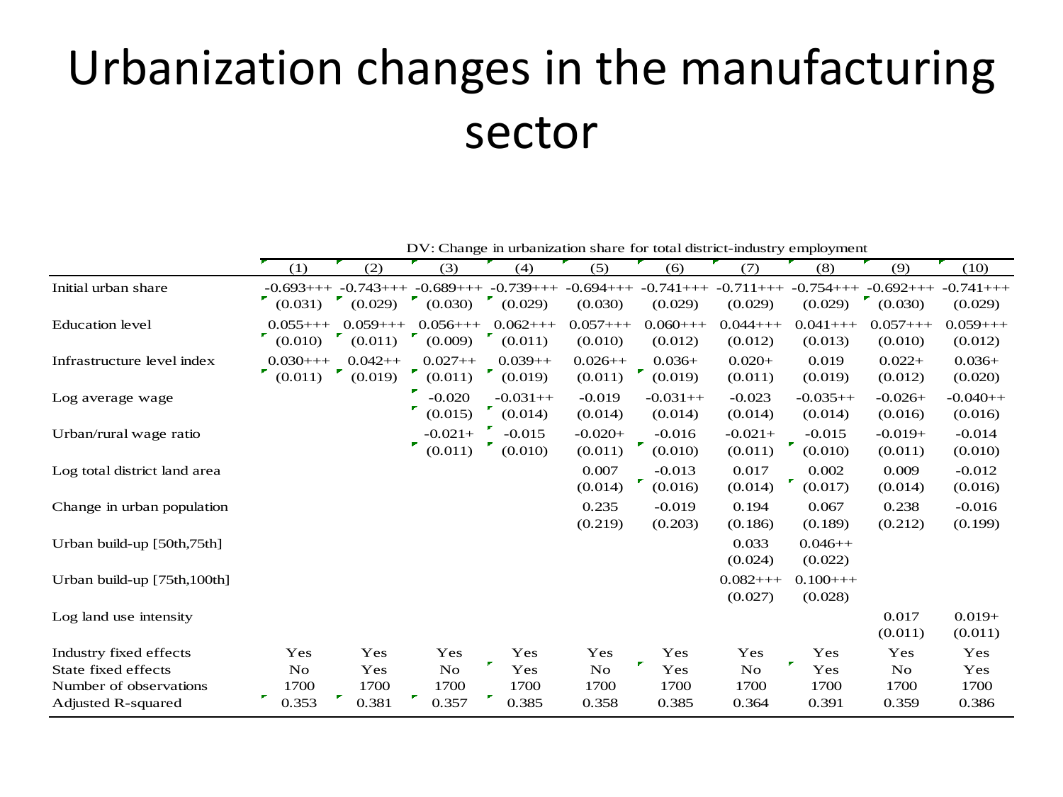# Urbanization changes in the manufacturing sector

| | DV: Change in urbanization share for total district-industry employment | | | | | | | | | |
|---|---|---|---|---|---|---|---|---|---|---|
| | (1) | (2) | (3) | (4) | (5) | (6) | (7) | (8) | (9) | (10) |
| Initial urban share | -0.693+++ | -0.743+++ | -0.689+++ | -0.739+++ | -0.694+++ | -0.741+++ | -0.711+++ | -0.754+++ | -0.692+++ | -0.741+++ |
| | (0.031) | (0.029) | (0.030) | (0.029) | (0.030) | (0.029) | (0.029) | (0.029) | (0.030) | (0.029) |
| Education level | 0.055+++ | 0.059+++ | 0.056+++ | 0.062+++ | 0.057+++ | 0.060+++ | 0.044+++ | 0.041+++ | 0.057+++ | 0.059+++ |
| | (0.010) | (0.011) | (0.009) | (0.011) | (0.010) | (0.012) | (0.012) | (0.013) | (0.010) | (0.012) |
| Infrastructure level index | 0.030+++ | 0.042++ | 0.027++ | 0.039++ | 0.026++ | 0.036+ | 0.020+ | 0.019 | 0.022+ | 0.036+ |
| | (0.011) | (0.019) | (0.011) | (0.019) | (0.011) | (0.019) | (0.011) | (0.019) | (0.012) | (0.020) |
| Log average wage | | | -0.020 | -0.031++ | -0.019 | -0.031++ | -0.023 | -0.035++ | -0.026+ | -0.040++ |
| | | | (0.015) | (0.014) | (0.014) | (0.014) | (0.014) | (0.014) | (0.016) | (0.016) |
| Urban/rural wage ratio | | | -0.021+ | -0.015 | -0.020+ | -0.016 | -0.021+ | -0.015 | -0.019+ | -0.014 |
| | | | (0.011) | (0.010) | (0.011) | (0.010) | (0.011) | (0.010) | (0.011) | (0.010) |
| Log total district land area | | | | | 0.007 | -0.013 | 0.017 | 0.002 | 0.009 | -0.012 |
| | | | | | (0.014) | (0.016) | (0.014) | (0.017) | (0.014) | (0.016) |
| Change in urban population | | | | | 0.235 | -0.019 | 0.194 | 0.067 | 0.238 | -0.016 |
| | | | | | (0.219) | (0.203) | (0.186) | (0.189) | (0.212) | (0.199) |
| Urban build-up [50th,75th] | | | | | | | 0.033 | 0.046++ | | |
| | | | | | | | (0.024) | (0.022) | | |
| Urban build-up [75th,100th] | | | | | | | 0.082+++ | 0.100+++ | | |
| | | | | | | | (0.027) | (0.028) | | |
| Log land use intensity | | | | | | | | | 0.017 | 0.019+ |
| | | | | | | | | | (0.011) | (0.011) |
| Industry fixed effects | Yes | Yes | Yes | Yes | Yes | Yes | Yes | Yes | Yes | Yes |
| State fixed effects | No | Yes | No | Yes | No | Yes | No | Yes | No | Yes |
| Number of observations | 1700 | 1700 | 1700 | 1700 | 1700 | 1700 | 1700 | 1700 | 1700 | 1700 |
| Adjusted R-squared | 0.353 | 0.381 | 0.357 | 0.385 | 0.358 | 0.385 | 0.364 | 0.391 | 0.359 | 0.386 |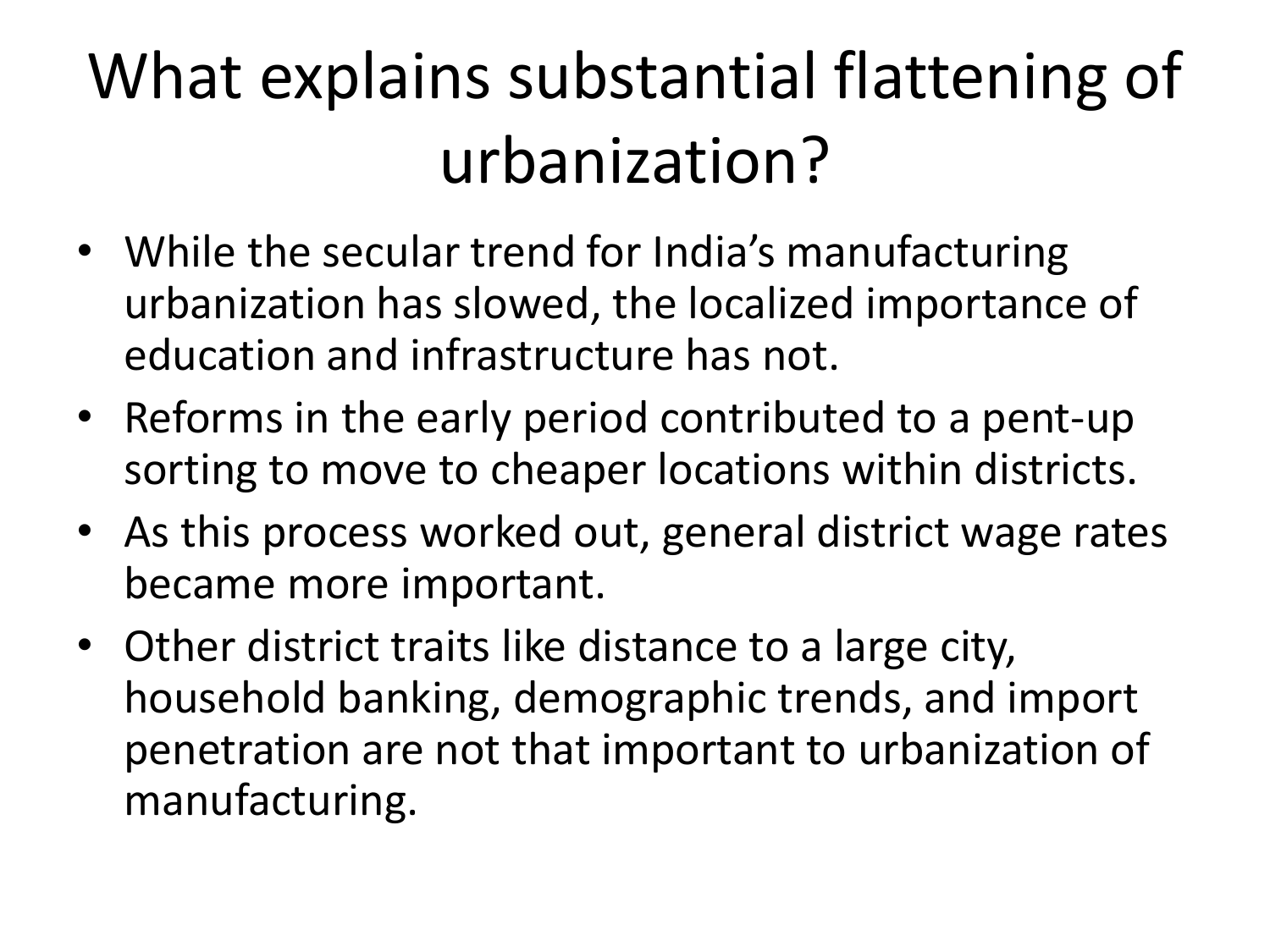# What explains substantial flattening of urbanization?

- While the secular trend for India's manufacturing urbanization has slowed, the localized importance of education and infrastructure has not.
- Reforms in the early period contributed to a pent-up sorting to move to cheaper locations within districts.
- As this process worked out, general district wage rates became more important.
- Other district traits like distance to a large city, household banking, demographic trends, and import penetration are not that important to urbanization of manufacturing.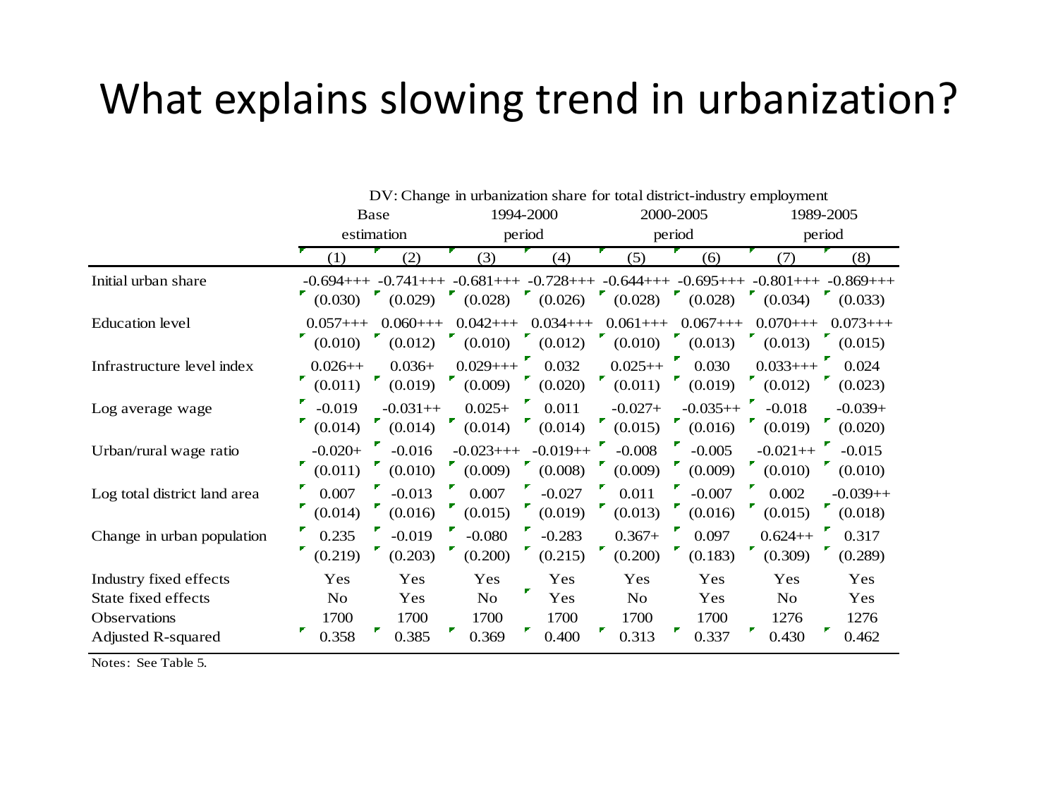# What explains slowing trend in urbanization?

| | DV: Change in urbanization share for total district-industry employment | | | | | | | |
|---|---|---|---|---|---|---|---|---|
| | Base estimation | | 1994-2000 period | | 2000-2005 period | | 1989-2005 period | |
| | (1) | (2) | (3) | (4) | (5) | (6) | (7) | (8) |
| Initial urban share | -0.694+++ | -0.741+++ | -0.681+++ | -0.728+++ | -0.644+++ | -0.695+++ | -0.801+++ | -0.869+++ |
| | (0.030) | (0.029) | (0.028) | (0.026) | (0.028) | (0.028) | (0.034) | (0.033) |
| Education level | 0.057+++ | 0.060+++ | 0.042+++ | 0.034+++ | 0.061+++ | 0.067+++ | 0.070+++ | 0.073+++ |
| | (0.010) | (0.012) | (0.010) | (0.012) | (0.010) | (0.013) | (0.013) | (0.015) |
| Infrastructure level index | 0.026++ | 0.036+ | 0.029+++ | 0.032 | 0.025++ | 0.030 | 0.033+++ | 0.024 |
| | (0.011) | (0.019) | (0.009) | (0.020) | (0.011) | (0.019) | (0.012) | (0.023) |
| Log average wage | -0.019 | -0.031++ | 0.025+ | 0.011 | -0.027+ | -0.035++ | -0.018 | -0.039+ |
| | (0.014) | (0.014) | (0.014) | (0.014) | (0.015) | (0.016) | (0.019) | (0.020) |
| Urban/rural wage ratio | -0.020+ | -0.016 | -0.023+++ | -0.019++ | -0.008 | -0.005 | -0.021++ | -0.015 |
| | (0.011) | (0.010) | (0.009) | (0.008) | (0.009) | (0.009) | (0.010) | (0.010) |
| Log total district land area | 0.007 | -0.013 | 0.007 | -0.027 | 0.011 | -0.007 | 0.002 | -0.039++ |
| | (0.014) | (0.016) | (0.015) | (0.019) | (0.013) | (0.016) | (0.015) | (0.018) |
| Change in urban population | 0.235 | -0.019 | -0.080 | -0.283 | 0.367+ | 0.097 | 0.624++ | 0.317 |
| | (0.219) | (0.203) | (0.200) | (0.215) | (0.200) | (0.183) | (0.309) | (0.289) |
| Industry fixed effects | Yes | Yes | Yes | Yes | Yes | Yes | Yes | Yes |
| State fixed effects | No | Yes | No | Yes | No | Yes | No | Yes |
| Observations | 1700 | 1700 | 1700 | 1700 | 1700 | 1700 | 1276 | 1276 |
| Adjusted R-squared | 0.358 | 0.385 | 0.369 | 0.400 | 0.313 | 0.337 | 0.430 | 0.462 |

Notes: See Table 5.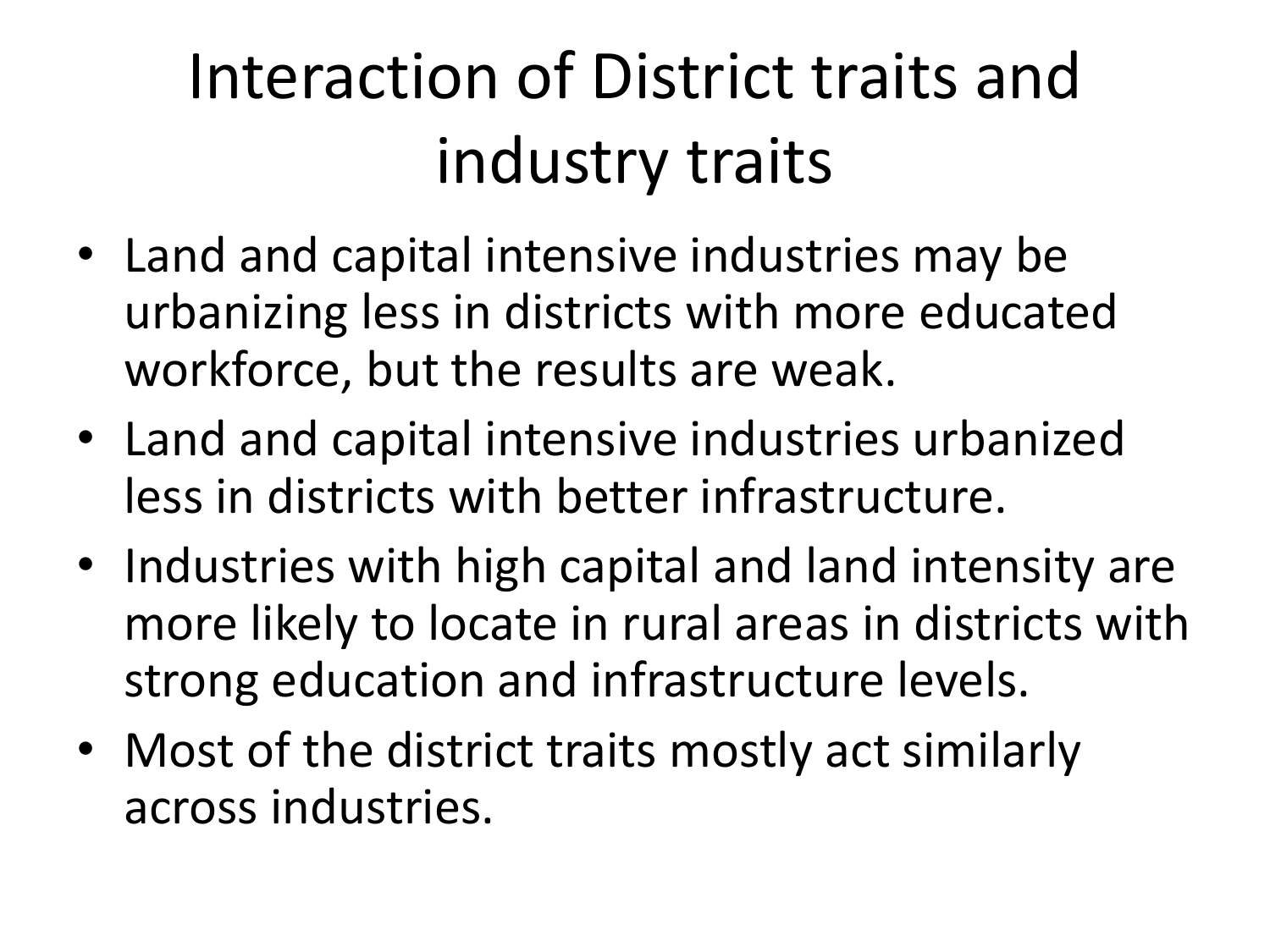# Interaction of District traits and industry traits

- Land and capital intensive industries may be urbanizing less in districts with more educated workforce, but the results are weak.
- Land and capital intensive industries urbanized less in districts with better infrastructure.
- Industries with high capital and land intensity are more likely to locate in rural areas in districts with strong education and infrastructure levels.
- Most of the district traits mostly act similarly across industries.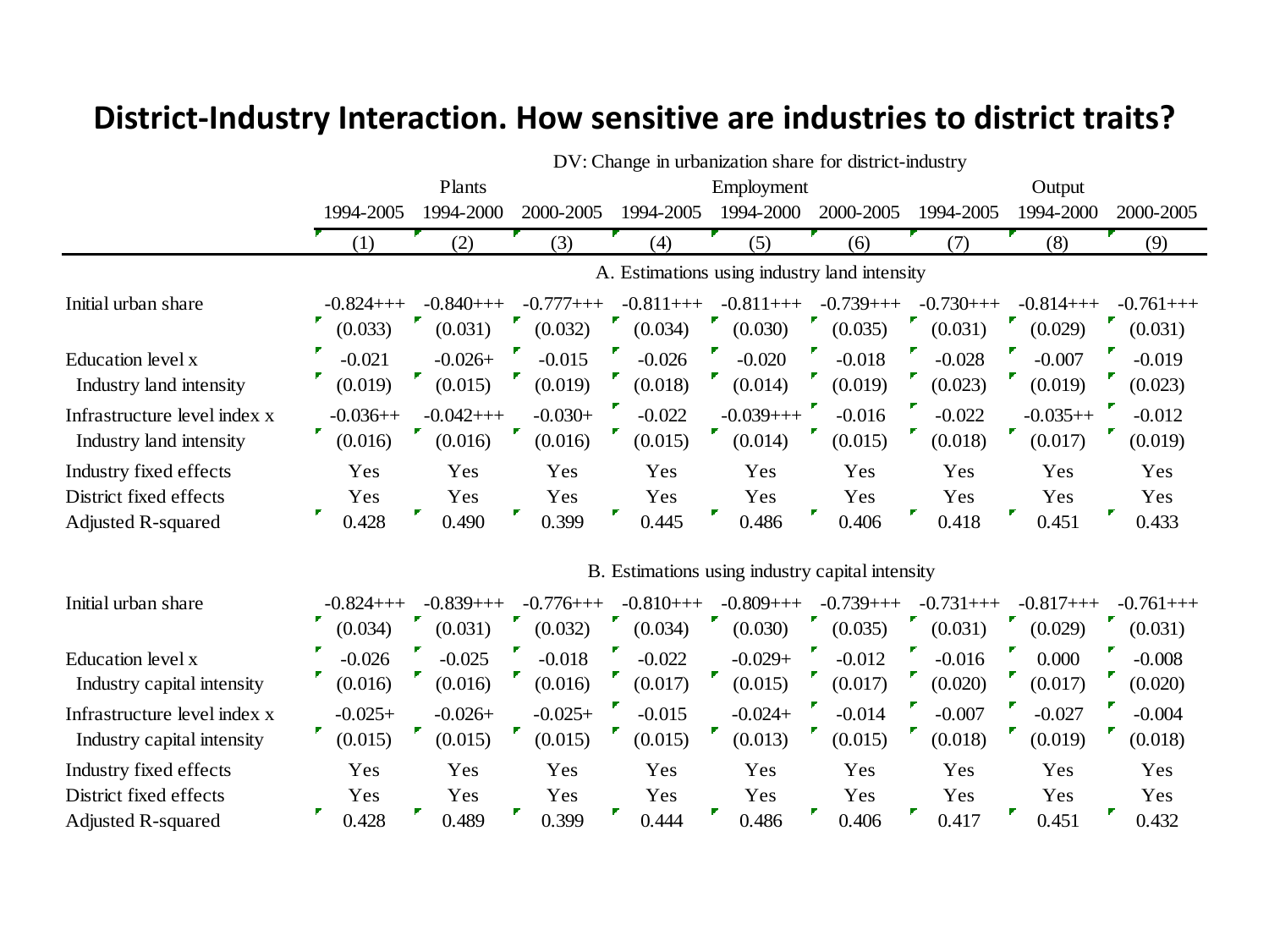# District-Industry Interaction. How sensitive are industries to district traits?

| | DV: Change in urbanization share for district-industry | | | | | | | | |
|---|---|---|---|---|---|---|---|---|---|
| | Plants | | | Employment | | | Output | | |
| | 1994-2005 | 1994-2000 | 2000-2005 | 1994-2005 | 1994-2000 | 2000-2005 | 1994-2005 | 1994-2000 | 2000-2005 |
| | (1) | (2) | (3) | (4) | (5) | (6) | (7) | (8) | (9) |
| **A. Estimations using industry land intensity** | | | | | | | | | |
| Initial urban share | -0.824+++ | -0.840+++ | -0.777+++ | -0.811+++ | -0.811+++ | -0.739+++ | -0.730+++ | -0.814+++ | -0.761+++ |
| | (0.033) | (0.031) | (0.032) | (0.034) | (0.030) | (0.035) | (0.031) | (0.029) | (0.031) |
| Education level x | -0.021 | -0.026+ | -0.015 | -0.026 | -0.020 | -0.018 | -0.028 | -0.007 | -0.019 |
| Industry land intensity | (0.019) | (0.015) | (0.019) | (0.018) | (0.014) | (0.019) | (0.023) | (0.019) | (0.023) |
| Infrastructure level index x | -0.036++ | -0.042+++ | -0.030+ | -0.022 | -0.039+++ | -0.016 | -0.022 | -0.035++ | -0.012 |
| Industry land intensity | (0.016) | (0.016) | (0.016) | (0.015) | (0.014) | (0.015) | (0.018) | (0.017) | (0.019) |
| Industry fixed effects | Yes | Yes | Yes | Yes | Yes | Yes | Yes | Yes | Yes |
| District fixed effects | Yes | Yes | Yes | Yes | Yes | Yes | Yes | Yes | Yes |
| Adjusted R-squared | 0.428 | 0.490 | 0.399 | 0.445 | 0.486 | 0.406 | 0.418 | 0.451 | 0.433 |
| **B. Estimations using industry capital intensity** | | | | | | | | | |
| Initial urban share | -0.824+++ | -0.839+++ | -0.776+++ | -0.810+++ | -0.809+++ | -0.739+++ | -0.731+++ | -0.817+++ | -0.761+++ |
| | (0.034) | (0.031) | (0.032) | (0.034) | (0.030) | (0.035) | (0.031) | (0.029) | (0.031) |
| Education level x | -0.026 | -0.025 | -0.018 | -0.022 | -0.029+ | -0.012 | -0.016 | 0.000 | -0.008 |
| Industry capital intensity | (0.016) | (0.016) | (0.016) | (0.017) | (0.015) | (0.017) | (0.020) | (0.017) | (0.020) |
| Infrastructure level index x | -0.025+ | -0.026+ | -0.025+ | -0.015 | -0.024+ | -0.014 | -0.007 | -0.027 | -0.004 |
| Industry capital intensity | (0.015) | (0.015) | (0.015) | (0.015) | (0.013) | (0.015) | (0.018) | (0.019) | (0.018) |
| Industry fixed effects | Yes | Yes | Yes | Yes | Yes | Yes | Yes | Yes | Yes |
| District fixed effects | Yes | Yes | Yes | Yes | Yes | Yes | Yes | Yes | Yes |
| Adjusted R-squared | 0.428 | 0.489 | 0.399 | 0.444 | 0.486 | 0.406 | 0.417 | 0.451 | 0.432 |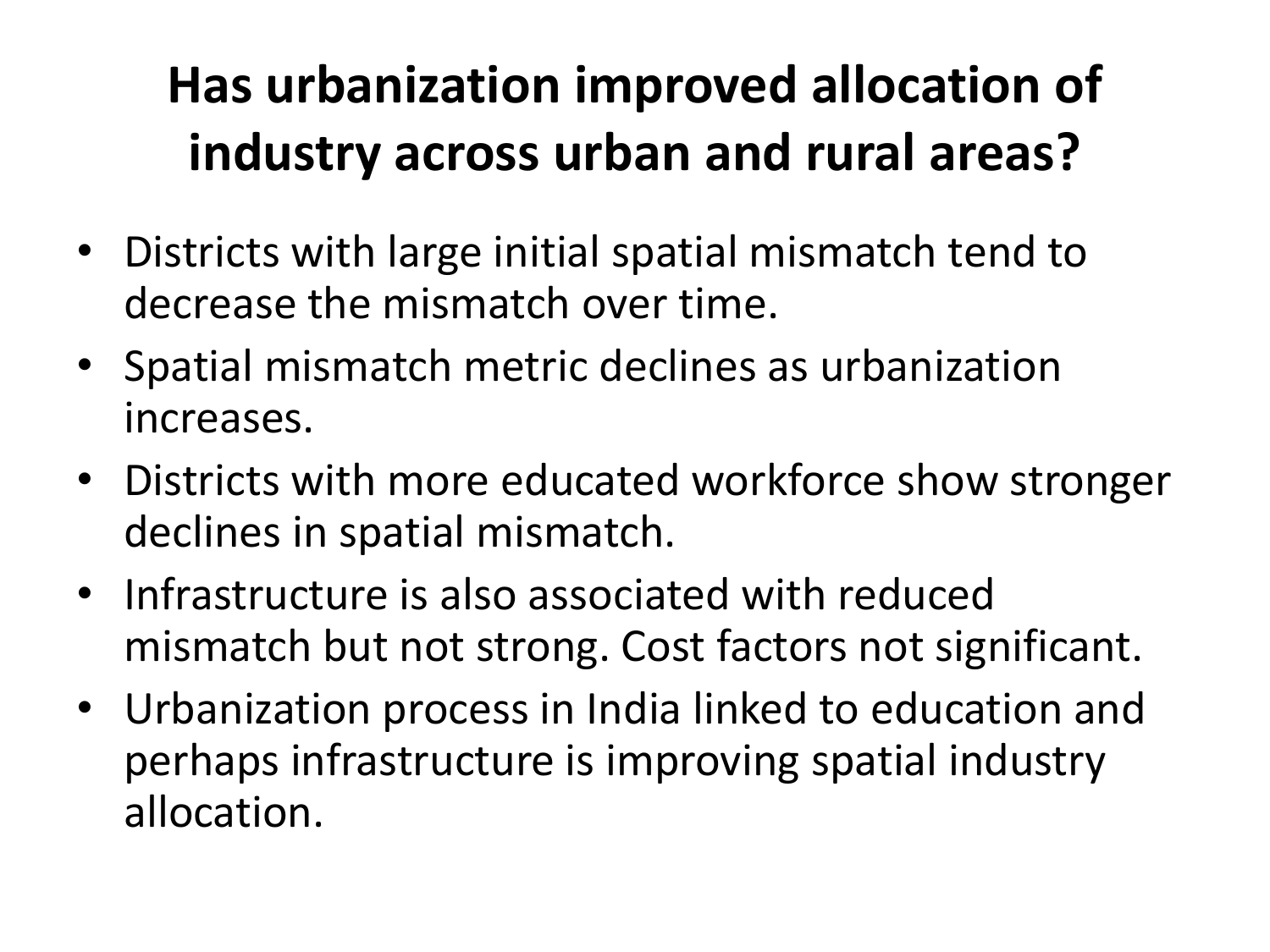# Has urbanization improved allocation of industry across urban and rural areas?

- Districts with large initial spatial mismatch tend to decrease the mismatch over time.
- Spatial mismatch metric declines as urbanization increases.
- Districts with more educated workforce show stronger declines in spatial mismatch.
- Infrastructure is also associated with reduced mismatch but not strong. Cost factors not significant.
- Urbanization process in India linked to education and perhaps infrastructure is improving spatial industry allocation.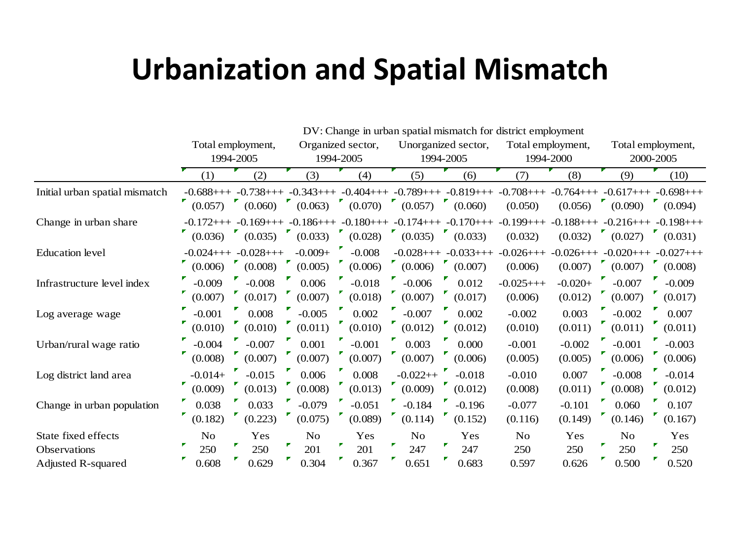# Urbanization and Spatial Mismatch

| | DV: Change in urban spatial mismatch for district employment | | | | | | | | | |
|---|---|---|---|---|---|---|---|---|---|---|
| | Total employment, 1994-2005 | | Organized sector, 1994-2005 | | Unorganized sector, 1994-2005 | | Total employment, 1994-2000 | | Total employment, 2000-2005 | |
| | (1) | (2) | (3) | (4) | (5) | (6) | (7) | (8) | (9) | (10) |
| Initial urban spatial mismatch | -0.688+++ | -0.738+++ | -0.343+++ | -0.404+++ | -0.789+++ | -0.819+++ | -0.708+++ | -0.764+++ | -0.617+++ | -0.698+++ |
| | (0.057) | (0.060) | (0.063) | (0.070) | (0.057) | (0.060) | (0.050) | (0.056) | (0.090) | (0.094) |
| Change in urban share | -0.172+++ | -0.169+++ | -0.186+++ | -0.180+++ | -0.174+++ | -0.170+++ | -0.199+++ | -0.188+++ | -0.216+++ | -0.198+++ |
| | (0.036) | (0.035) | (0.033) | (0.028) | (0.035) | (0.033) | (0.032) | (0.032) | (0.027) | (0.031) |
| Education level | -0.024+++ | -0.028+++ | -0.009+ | -0.008 | -0.028+++ | -0.033+++ | -0.026+++ | -0.026+++ | -0.020+++ | -0.027+++ |
| | (0.006) | (0.008) | (0.005) | (0.006) | (0.006) | (0.007) | (0.006) | (0.007) | (0.007) | (0.008) |
| Infrastructure level index | -0.009 | -0.008 | 0.006 | -0.018 | -0.006 | 0.012 | -0.025+++ | -0.020+ | -0.007 | -0.009 |
| | (0.007) | (0.017) | (0.007) | (0.018) | (0.007) | (0.017) | (0.006) | (0.012) | (0.007) | (0.017) |
| Log average wage | -0.001 | 0.008 | -0.005 | 0.002 | -0.007 | 0.002 | -0.002 | 0.003 | -0.002 | 0.007 |
| | (0.010) | (0.010) | (0.011) | (0.010) | (0.012) | (0.012) | (0.010) | (0.011) | (0.011) | (0.011) |
| Urban/rural wage ratio | -0.004 | -0.007 | 0.001 | -0.001 | 0.003 | 0.000 | -0.001 | -0.002 | -0.001 | -0.003 |
| | (0.008) | (0.007) | (0.007) | (0.007) | (0.007) | (0.006) | (0.005) | (0.005) | (0.006) | (0.006) |
| Log district land area | -0.014+ | -0.015 | 0.006 | 0.008 | -0.022++ | -0.018 | -0.010 | 0.007 | -0.008 | -0.014 |
| | (0.009) | (0.013) | (0.008) | (0.013) | (0.009) | (0.012) | (0.008) | (0.011) | (0.008) | (0.012) |
| Change in urban population | 0.038 | 0.033 | -0.079 | -0.051 | -0.184 | -0.196 | -0.077 | -0.101 | 0.060 | 0.107 |
| | (0.182) | (0.223) | (0.075) | (0.089) | (0.114) | (0.152) | (0.116) | (0.149) | (0.146) | (0.167) |
| State fixed effects | No | Yes | No | Yes | No | Yes | No | Yes | No | Yes |
| Observations | 250 | 250 | 201 | 201 | 247 | 247 | 250 | 250 | 250 | 250 |
| Adjusted R-squared | 0.608 | 0.629 | 0.304 | 0.367 | 0.651 | 0.683 | 0.597 | 0.626 | 0.500 | 0.520 |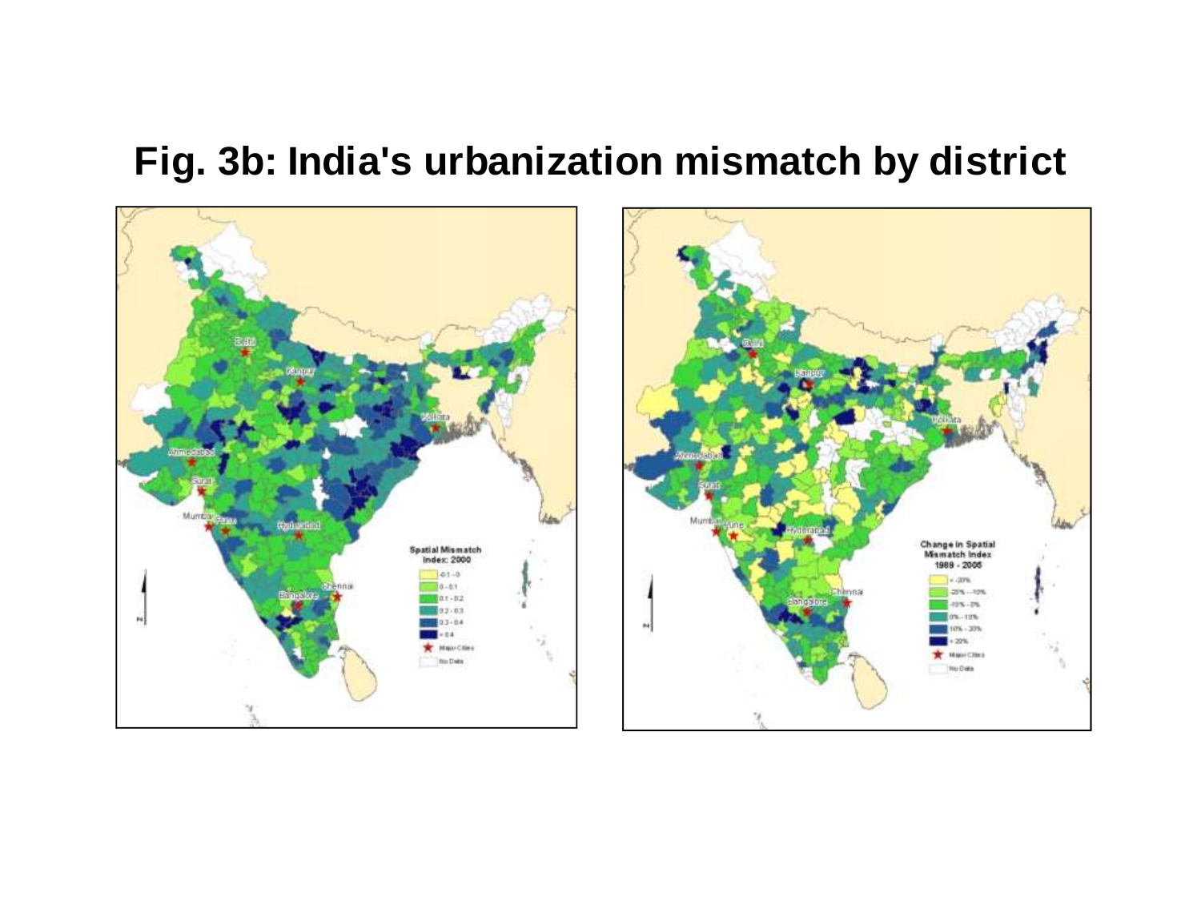# Fig. 3b: India's urbanization mismatch by district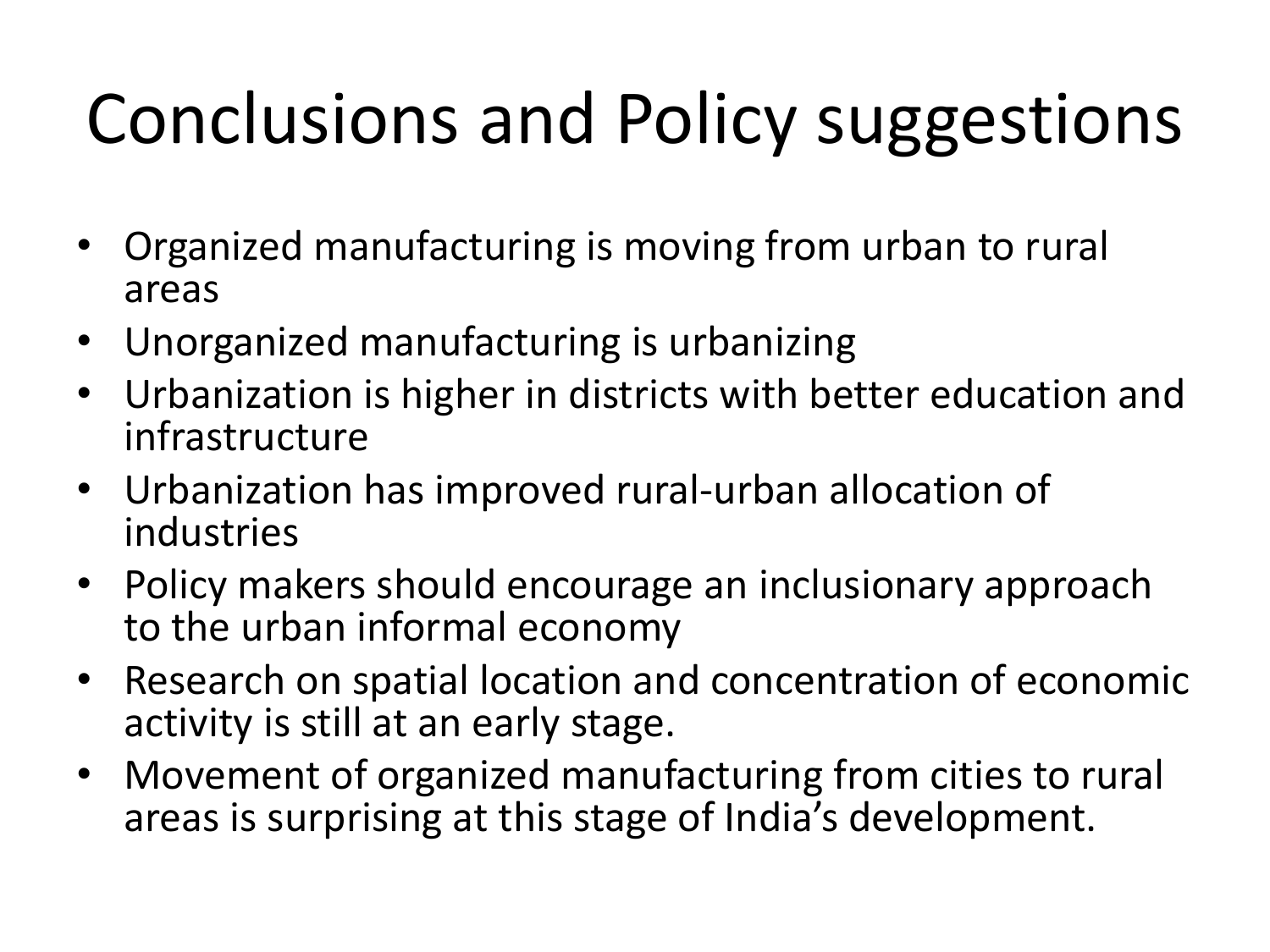# Conclusions and Policy suggestions

- Organized manufacturing is moving from urban to rural areas
- Unorganized manufacturing is urbanizing
- Urbanization is higher in districts with better education and infrastructure
- Urbanization has improved rural-urban allocation of industries
- Policy makers should encourage an inclusionary approach to the urban informal economy
- Research on spatial location and concentration of economic activity is still at an early stage.
- Movement of organized manufacturing from cities to rural areas is surprising at this stage of India's development.